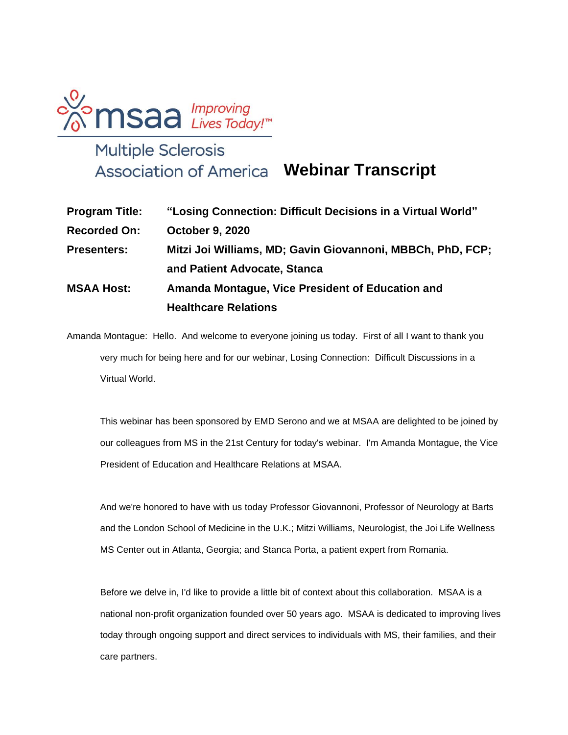msaa *Improving Lives Today!*™

Multiple Sclerosis Association of America

# Webinar Transcript

**Program Title:** **"Losing Connection: Difficult Decisions in a Virtual World"**

**Recorded On:** **October 9, 2020**

**Presenters:** **Mitzi Joi Williams, MD; Gavin Giovannoni, MBBCh, PhD, FCP; and Patient Advocate, Stanca**

**MSAA Host:** **Amanda Montague, Vice President of Education and Healthcare Relations**

Amanda Montague: Hello. And welcome to everyone joining us today. First of all I want to thank you very much for being here and for our webinar, Losing Connection: Difficult Discussions in a Virtual World.

This webinar has been sponsored by EMD Serono and we at MSAA are delighted to be joined by our colleagues from MS in the 21st Century for today's webinar. I'm Amanda Montague, the Vice President of Education and Healthcare Relations at MSAA.

And we're honored to have with us today Professor Giovannoni, Professor of Neurology at Barts and the London School of Medicine in the U.K.; Mitzi Williams, Neurologist, the Joi Life Wellness MS Center out in Atlanta, Georgia; and Stanca Porta, a patient expert from Romania.

Before we delve in, I'd like to provide a little bit of context about this collaboration. MSAA is a national non-profit organization founded over 50 years ago. MSAA is dedicated to improving lives today through ongoing support and direct services to individuals with MS, their families, and their care partners.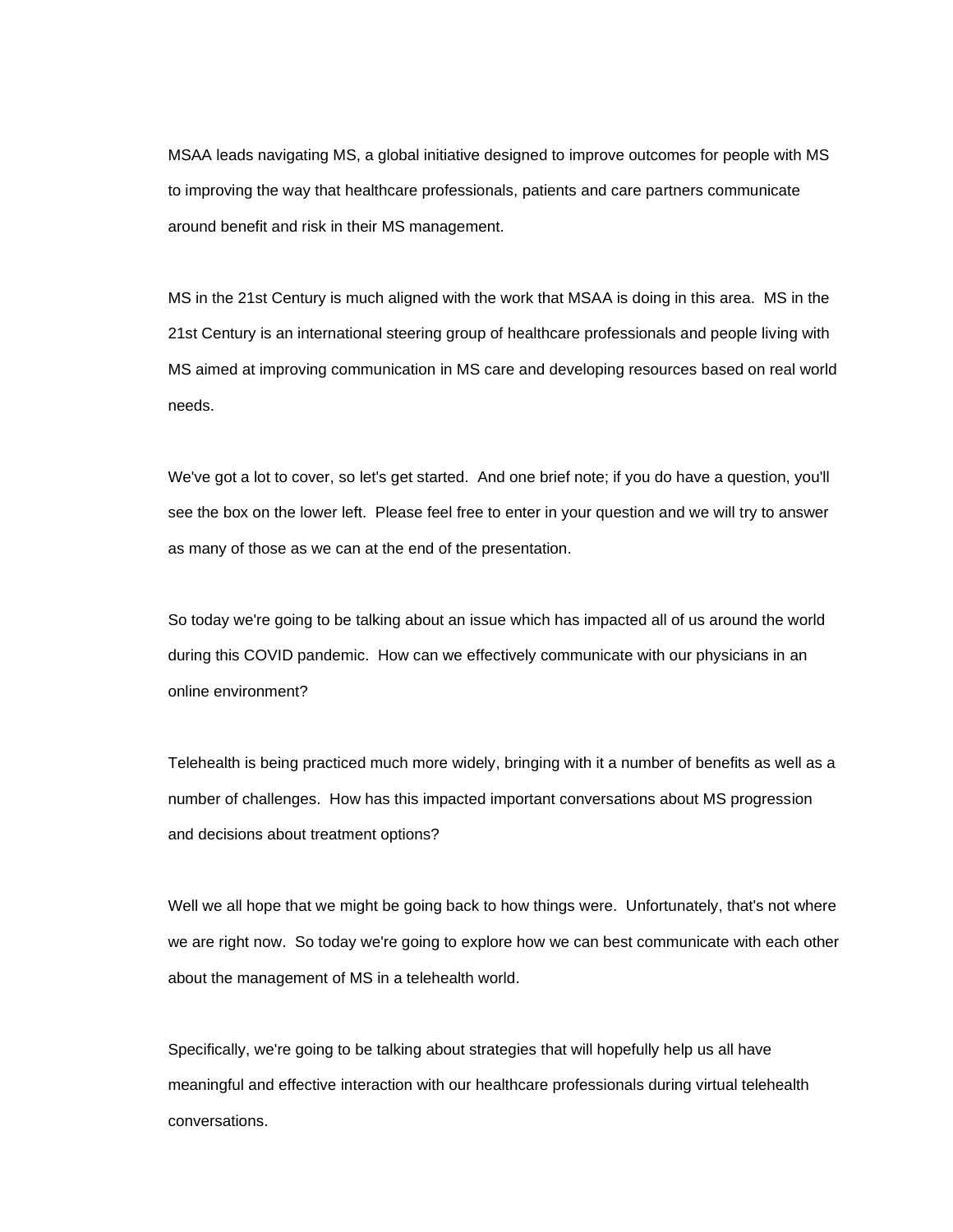MSAA leads navigating MS, a global initiative designed to improve outcomes for people with MS to improving the way that healthcare professionals, patients and care partners communicate around benefit and risk in their MS management.

MS in the 21st Century is much aligned with the work that MSAA is doing in this area. MS in the 21st Century is an international steering group of healthcare professionals and people living with MS aimed at improving communication in MS care and developing resources based on real world needs.

We've got a lot to cover, so let's get started. And one brief note; if you do have a question, you'll see the box on the lower left. Please feel free to enter in your question and we will try to answer as many of those as we can at the end of the presentation.

So today we're going to be talking about an issue which has impacted all of us around the world during this COVID pandemic. How can we effectively communicate with our physicians in an online environment?

Telehealth is being practiced much more widely, bringing with it a number of benefits as well as a number of challenges. How has this impacted important conversations about MS progression and decisions about treatment options?

Well we all hope that we might be going back to how things were. Unfortunately, that's not where we are right now. So today we're going to explore how we can best communicate with each other about the management of MS in a telehealth world.

Specifically, we're going to be talking about strategies that will hopefully help us all have meaningful and effective interaction with our healthcare professionals during virtual telehealth conversations.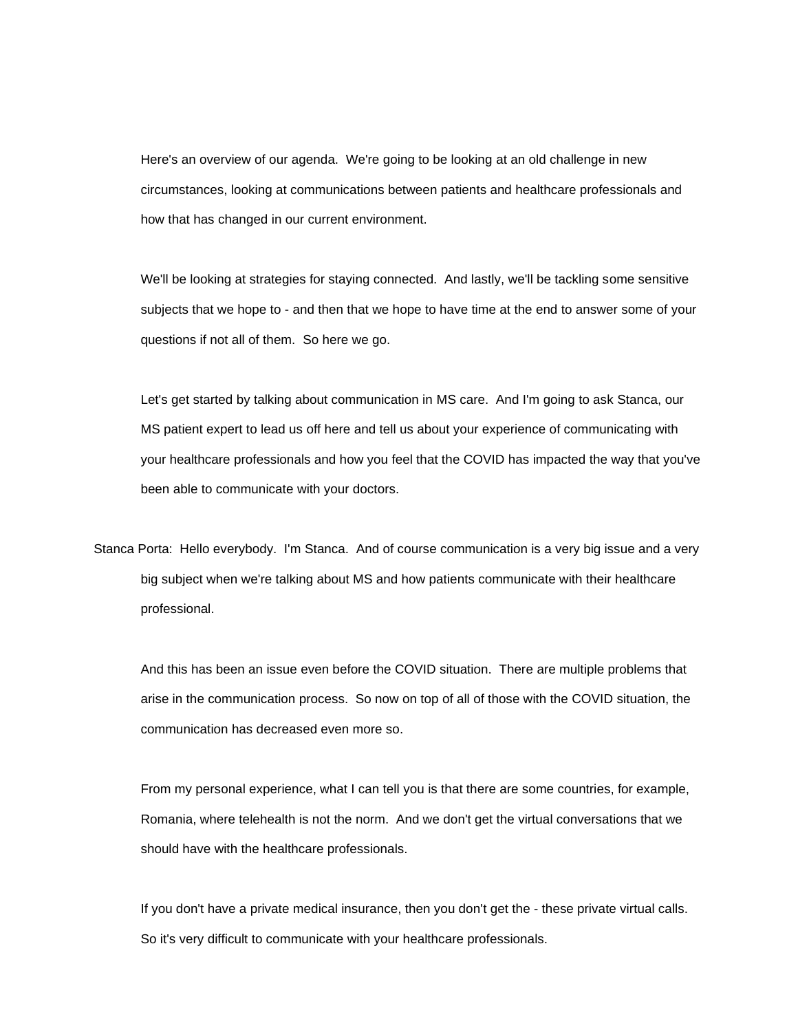Here's an overview of our agenda. We're going to be looking at an old challenge in new circumstances, looking at communications between patients and healthcare professionals and how that has changed in our current environment.

We'll be looking at strategies for staying connected. And lastly, we'll be tackling some sensitive subjects that we hope to - and then that we hope to have time at the end to answer some of your questions if not all of them. So here we go.

Let's get started by talking about communication in MS care. And I'm going to ask Stanca, our MS patient expert to lead us off here and tell us about your experience of communicating with your healthcare professionals and how you feel that the COVID has impacted the way that you've been able to communicate with your doctors.

Stanca Porta: Hello everybody. I'm Stanca. And of course communication is a very big issue and a very big subject when we're talking about MS and how patients communicate with their healthcare professional.

And this has been an issue even before the COVID situation. There are multiple problems that arise in the communication process. So now on top of all of those with the COVID situation, the communication has decreased even more so.

From my personal experience, what I can tell you is that there are some countries, for example, Romania, where telehealth is not the norm. And we don't get the virtual conversations that we should have with the healthcare professionals.

If you don't have a private medical insurance, then you don't get the - these private virtual calls. So it's very difficult to communicate with your healthcare professionals.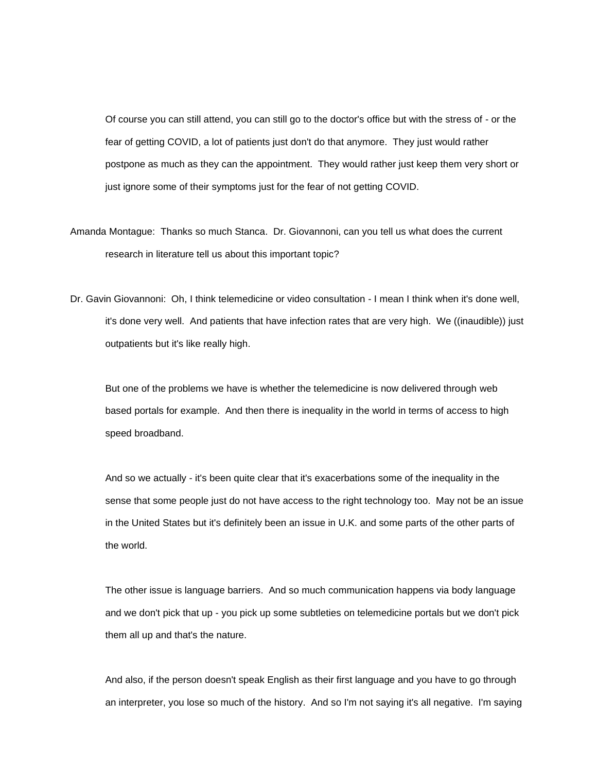Of course you can still attend, you can still go to the doctor's office but with the stress of - or the fear of getting COVID, a lot of patients just don't do that anymore. They just would rather postpone as much as they can the appointment. They would rather just keep them very short or just ignore some of their symptoms just for the fear of not getting COVID.

Amanda Montague: Thanks so much Stanca. Dr. Giovannoni, can you tell us what does the current research in literature tell us about this important topic?

Dr. Gavin Giovannoni: Oh, I think telemedicine or video consultation - I mean I think when it's done well, it's done very well. And patients that have infection rates that are very high. We ((inaudible)) just outpatients but it's like really high.

But one of the problems we have is whether the telemedicine is now delivered through web based portals for example. And then there is inequality in the world in terms of access to high speed broadband.

And so we actually - it's been quite clear that it's exacerbations some of the inequality in the sense that some people just do not have access to the right technology too. May not be an issue in the United States but it's definitely been an issue in U.K. and some parts of the other parts of the world.

The other issue is language barriers. And so much communication happens via body language and we don't pick that up - you pick up some subtleties on telemedicine portals but we don't pick them all up and that's the nature.

And also, if the person doesn't speak English as their first language and you have to go through an interpreter, you lose so much of the history. And so I'm not saying it's all negative. I'm saying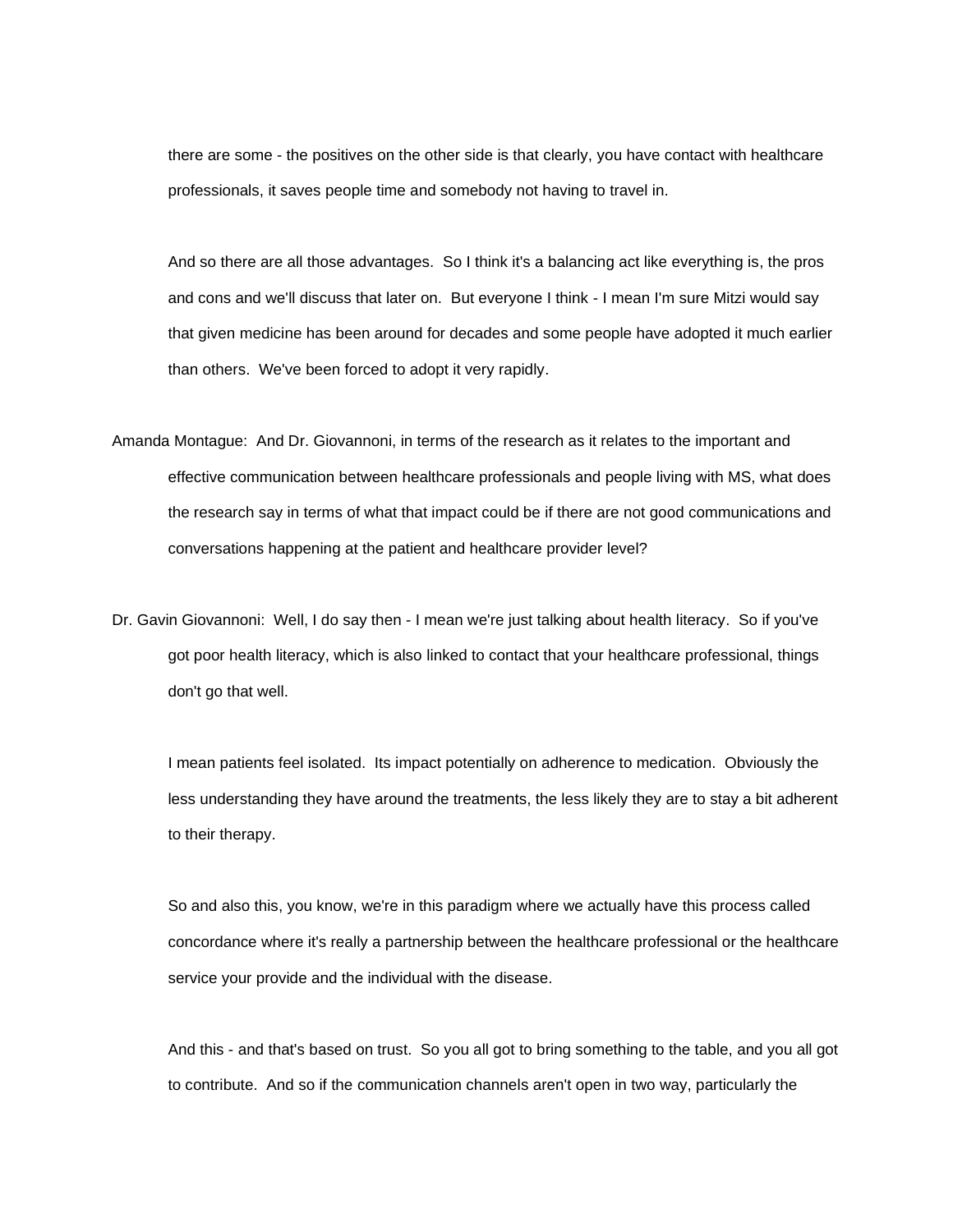there are some - the positives on the other side is that clearly, you have contact with healthcare professionals, it saves people time and somebody not having to travel in.

And so there are all those advantages. So I think it's a balancing act like everything is, the pros and cons and we'll discuss that later on. But everyone I think - I mean I'm sure Mitzi would say that given medicine has been around for decades and some people have adopted it much earlier than others. We've been forced to adopt it very rapidly.

Amanda Montague: And Dr. Giovannoni, in terms of the research as it relates to the important and effective communication between healthcare professionals and people living with MS, what does the research say in terms of what that impact could be if there are not good communications and conversations happening at the patient and healthcare provider level?

Dr. Gavin Giovannoni: Well, I do say then - I mean we're just talking about health literacy. So if you've got poor health literacy, which is also linked to contact that your healthcare professional, things don't go that well.

I mean patients feel isolated. Its impact potentially on adherence to medication. Obviously the less understanding they have around the treatments, the less likely they are to stay a bit adherent to their therapy.

So and also this, you know, we're in this paradigm where we actually have this process called concordance where it's really a partnership between the healthcare professional or the healthcare service your provide and the individual with the disease.

And this - and that's based on trust. So you all got to bring something to the table, and you all got to contribute. And so if the communication channels aren't open in two way, particularly the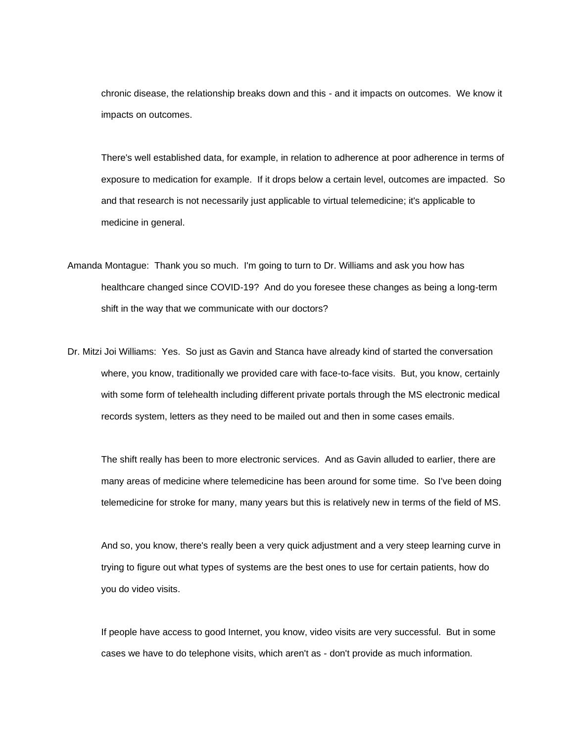chronic disease, the relationship breaks down and this - and it impacts on outcomes. We know it impacts on outcomes.

There's well established data, for example, in relation to adherence at poor adherence in terms of exposure to medication for example. If it drops below a certain level, outcomes are impacted. So and that research is not necessarily just applicable to virtual telemedicine; it's applicable to medicine in general.

Amanda Montague: Thank you so much. I'm going to turn to Dr. Williams and ask you how has healthcare changed since COVID-19? And do you foresee these changes as being a long-term shift in the way that we communicate with our doctors?

Dr. Mitzi Joi Williams: Yes. So just as Gavin and Stanca have already kind of started the conversation where, you know, traditionally we provided care with face-to-face visits. But, you know, certainly with some form of telehealth including different private portals through the MS electronic medical records system, letters as they need to be mailed out and then in some cases emails.

The shift really has been to more electronic services. And as Gavin alluded to earlier, there are many areas of medicine where telemedicine has been around for some time. So I've been doing telemedicine for stroke for many, many years but this is relatively new in terms of the field of MS.

And so, you know, there's really been a very quick adjustment and a very steep learning curve in trying to figure out what types of systems are the best ones to use for certain patients, how do you do video visits.

If people have access to good Internet, you know, video visits are very successful. But in some cases we have to do telephone visits, which aren't as - don't provide as much information.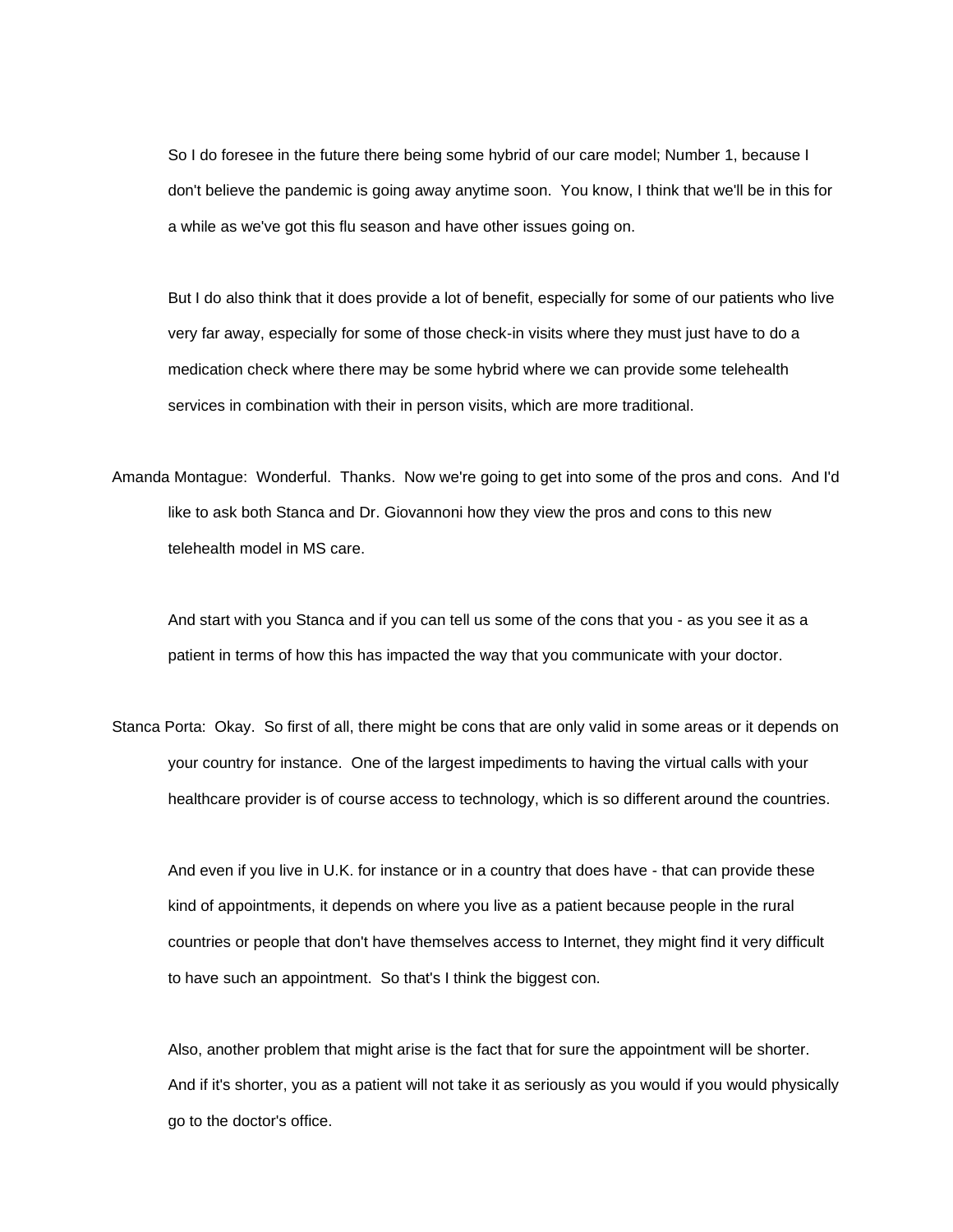So I do foresee in the future there being some hybrid of our care model; Number 1, because I don't believe the pandemic is going away anytime soon. You know, I think that we'll be in this for a while as we've got this flu season and have other issues going on.

But I do also think that it does provide a lot of benefit, especially for some of our patients who live very far away, especially for some of those check-in visits where they must just have to do a medication check where there may be some hybrid where we can provide some telehealth services in combination with their in person visits, which are more traditional.

Amanda Montague: Wonderful. Thanks. Now we're going to get into some of the pros and cons. And I'd like to ask both Stanca and Dr. Giovannoni how they view the pros and cons to this new telehealth model in MS care.

And start with you Stanca and if you can tell us some of the cons that you - as you see it as a patient in terms of how this has impacted the way that you communicate with your doctor.

Stanca Porta: Okay. So first of all, there might be cons that are only valid in some areas or it depends on your country for instance. One of the largest impediments to having the virtual calls with your healthcare provider is of course access to technology, which is so different around the countries.

And even if you live in U.K. for instance or in a country that does have - that can provide these kind of appointments, it depends on where you live as a patient because people in the rural countries or people that don't have themselves access to Internet, they might find it very difficult to have such an appointment. So that's I think the biggest con.

Also, another problem that might arise is the fact that for sure the appointment will be shorter. And if it's shorter, you as a patient will not take it as seriously as you would if you would physically go to the doctor's office.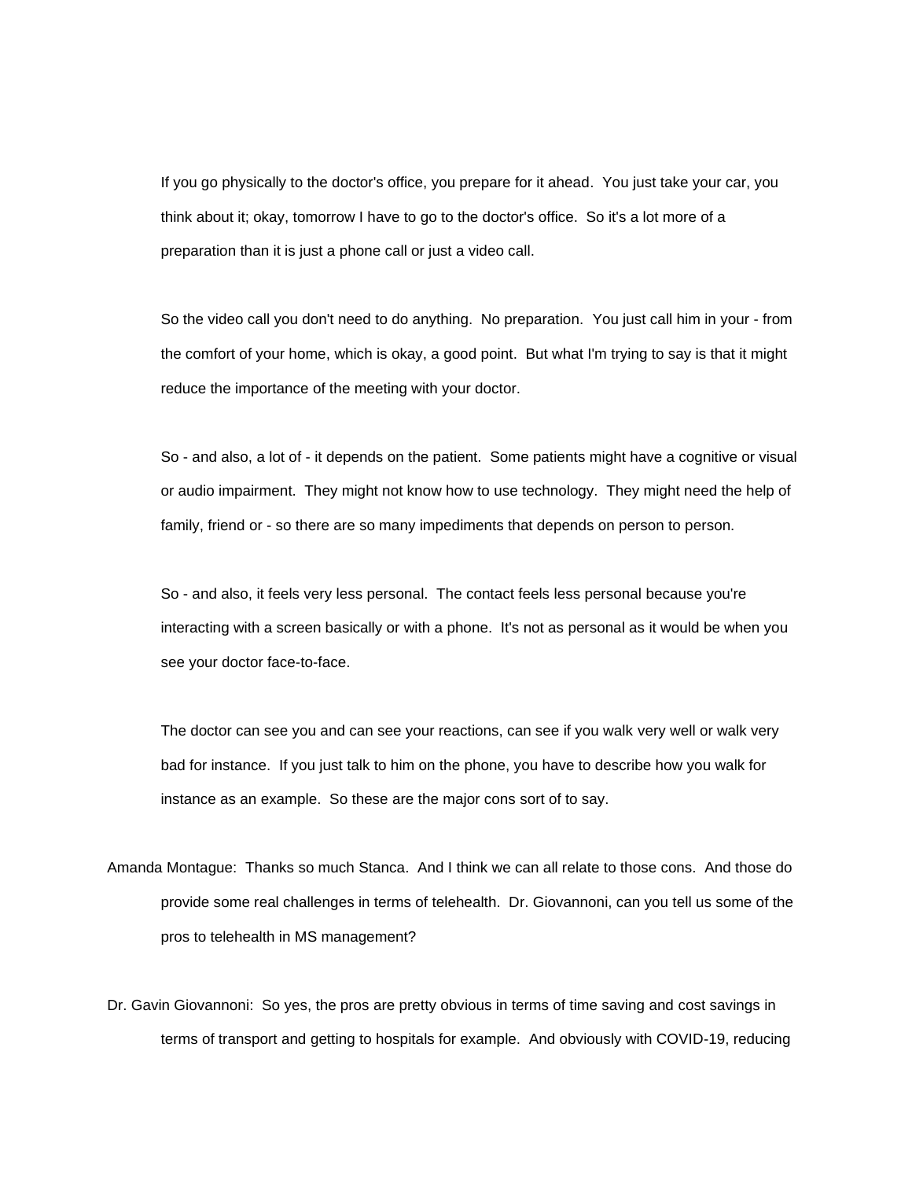If you go physically to the doctor's office, you prepare for it ahead. You just take your car, you think about it; okay, tomorrow I have to go to the doctor's office. So it's a lot more of a preparation than it is just a phone call or just a video call.

So the video call you don't need to do anything. No preparation. You just call him in your - from the comfort of your home, which is okay, a good point. But what I'm trying to say is that it might reduce the importance of the meeting with your doctor.

So - and also, a lot of - it depends on the patient. Some patients might have a cognitive or visual or audio impairment. They might not know how to use technology. They might need the help of family, friend or - so there are so many impediments that depends on person to person.

So - and also, it feels very less personal. The contact feels less personal because you're interacting with a screen basically or with a phone. It's not as personal as it would be when you see your doctor face-to-face.

The doctor can see you and can see your reactions, can see if you walk very well or walk very bad for instance. If you just talk to him on the phone, you have to describe how you walk for instance as an example. So these are the major cons sort of to say.

Amanda Montague: Thanks so much Stanca. And I think we can all relate to those cons. And those do provide some real challenges in terms of telehealth. Dr. Giovannoni, can you tell us some of the pros to telehealth in MS management?

Dr. Gavin Giovannoni: So yes, the pros are pretty obvious in terms of time saving and cost savings in terms of transport and getting to hospitals for example. And obviously with COVID-19, reducing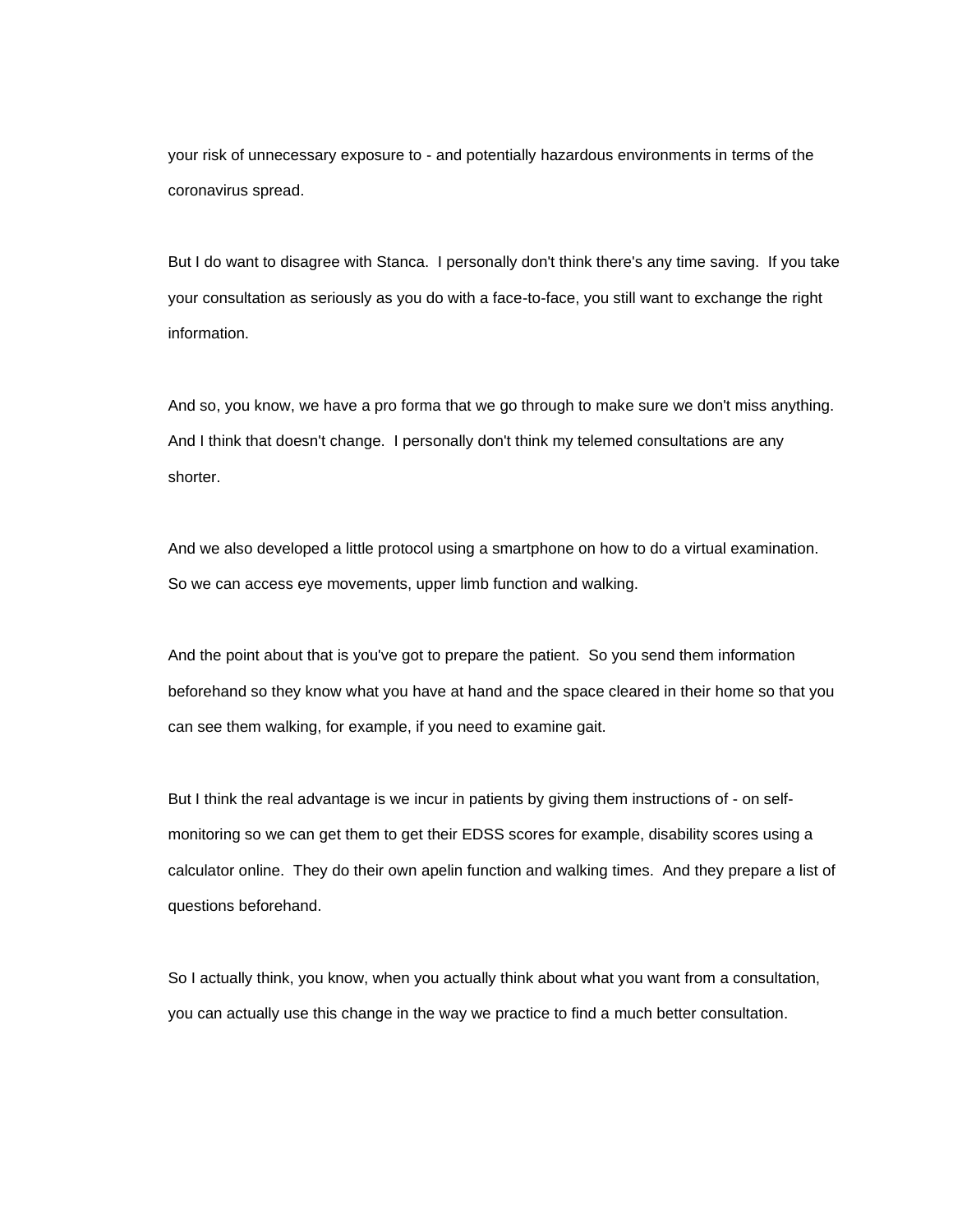your risk of unnecessary exposure to - and potentially hazardous environments in terms of the coronavirus spread.

But I do want to disagree with Stanca. I personally don't think there's any time saving. If you take your consultation as seriously as you do with a face-to-face, you still want to exchange the right information.

And so, you know, we have a pro forma that we go through to make sure we don't miss anything. And I think that doesn't change. I personally don't think my telemed consultations are any shorter.

And we also developed a little protocol using a smartphone on how to do a virtual examination. So we can access eye movements, upper limb function and walking.

And the point about that is you've got to prepare the patient. So you send them information beforehand so they know what you have at hand and the space cleared in their home so that you can see them walking, for example, if you need to examine gait.

But I think the real advantage is we incur in patients by giving them instructions of - on self-monitoring so we can get them to get their EDSS scores for example, disability scores using a calculator online. They do their own apelin function and walking times. And they prepare a list of questions beforehand.

So I actually think, you know, when you actually think about what you want from a consultation, you can actually use this change in the way we practice to find a much better consultation.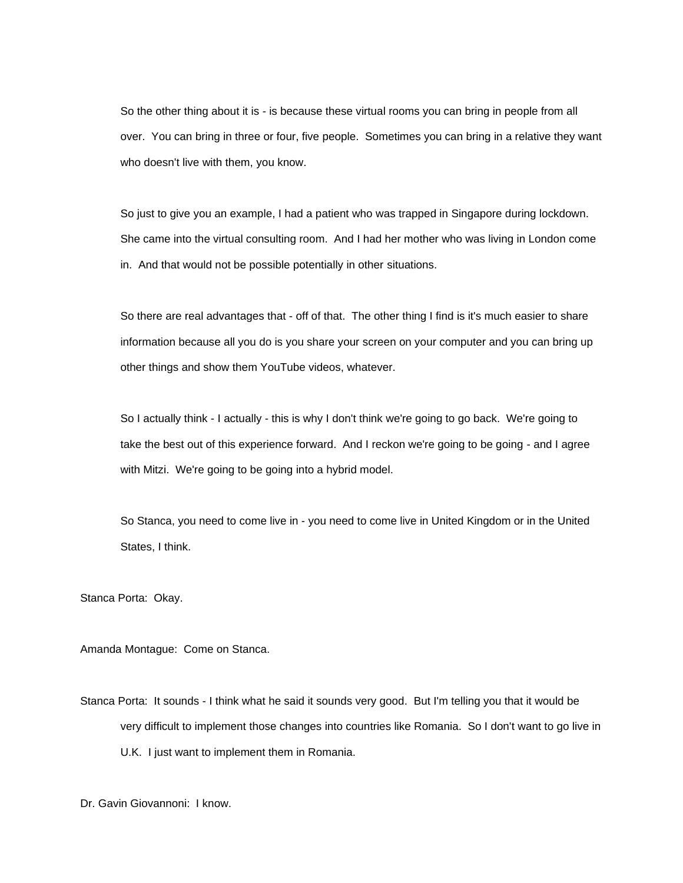So the other thing about it is - is because these virtual rooms you can bring in people from all over. You can bring in three or four, five people. Sometimes you can bring in a relative they want who doesn't live with them, you know.

So just to give you an example, I had a patient who was trapped in Singapore during lockdown. She came into the virtual consulting room. And I had her mother who was living in London come in. And that would not be possible potentially in other situations.

So there are real advantages that - off of that. The other thing I find is it's much easier to share information because all you do is you share your screen on your computer and you can bring up other things and show them YouTube videos, whatever.

So I actually think - I actually - this is why I don't think we're going to go back. We're going to take the best out of this experience forward. And I reckon we're going to be going - and I agree with Mitzi. We're going to be going into a hybrid model.

So Stanca, you need to come live in - you need to come live in United Kingdom or in the United States, I think.

Stanca Porta: Okay.

Amanda Montague: Come on Stanca.

Stanca Porta: It sounds - I think what he said it sounds very good. But I'm telling you that it would be very difficult to implement those changes into countries like Romania. So I don't want to go live in U.K. I just want to implement them in Romania.

Dr. Gavin Giovannoni: I know.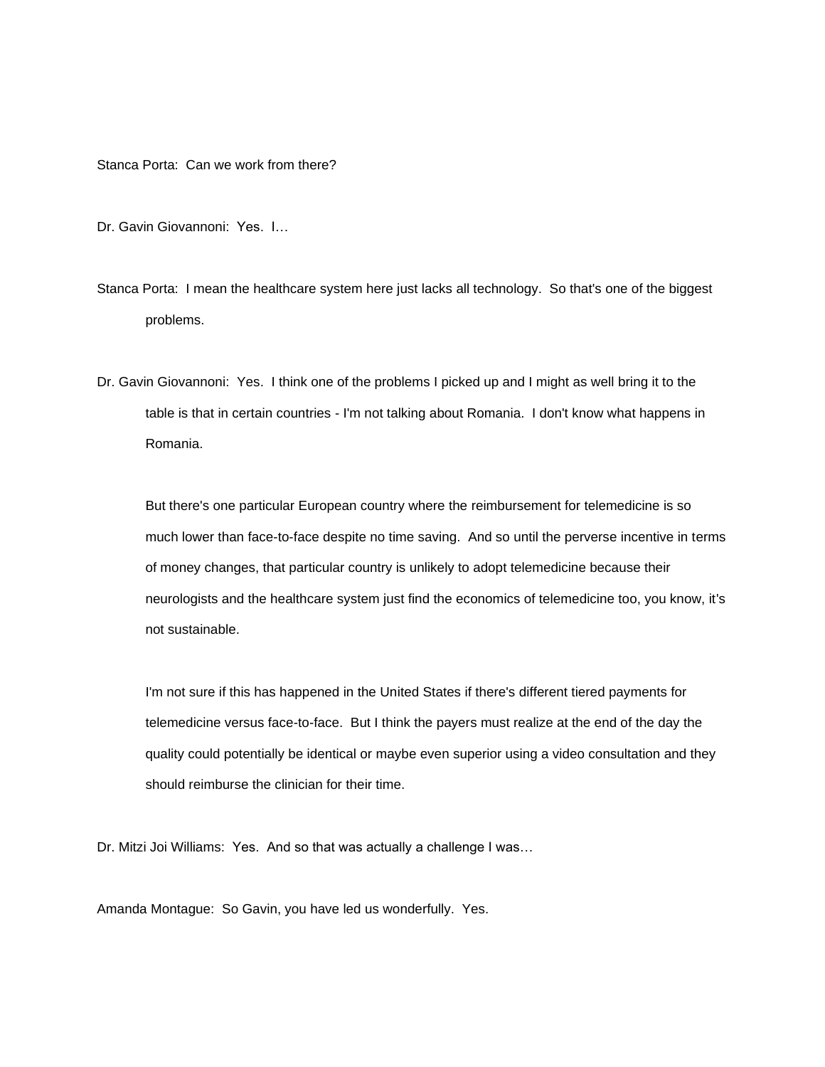Stanca Porta: Can we work from there?

Dr. Gavin Giovannoni: Yes. I…

Stanca Porta: I mean the healthcare system here just lacks all technology. So that's one of the biggest problems.

Dr. Gavin Giovannoni: Yes. I think one of the problems I picked up and I might as well bring it to the table is that in certain countries - I'm not talking about Romania. I don't know what happens in Romania.

But there's one particular European country where the reimbursement for telemedicine is so much lower than face-to-face despite no time saving. And so until the perverse incentive in terms of money changes, that particular country is unlikely to adopt telemedicine because their neurologists and the healthcare system just find the economics of telemedicine too, you know, it's not sustainable.

I'm not sure if this has happened in the United States if there's different tiered payments for telemedicine versus face-to-face. But I think the payers must realize at the end of the day the quality could potentially be identical or maybe even superior using a video consultation and they should reimburse the clinician for their time.

Dr. Mitzi Joi Williams: Yes. And so that was actually a challenge I was…

Amanda Montague: So Gavin, you have led us wonderfully. Yes.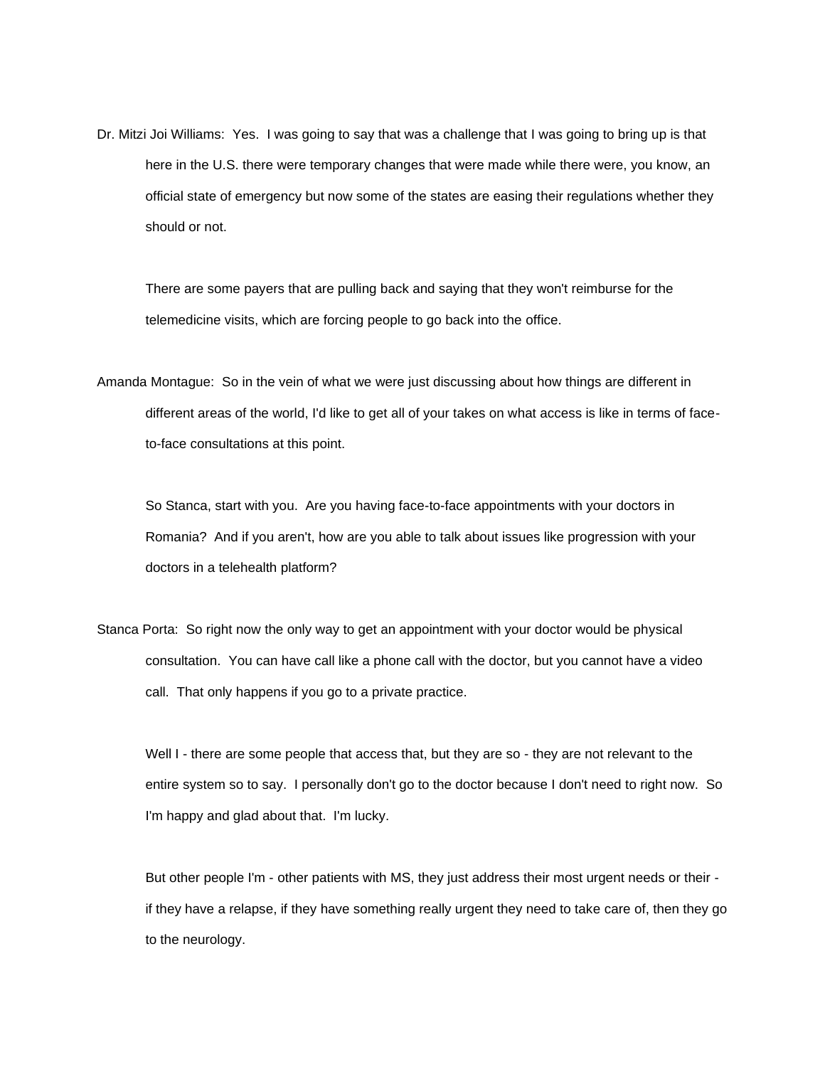Dr. Mitzi Joi Williams: Yes. I was going to say that was a challenge that I was going to bring up is that here in the U.S. there were temporary changes that were made while there were, you know, an official state of emergency but now some of the states are easing their regulations whether they should or not.

There are some payers that are pulling back and saying that they won't reimburse for the telemedicine visits, which are forcing people to go back into the office.

Amanda Montague: So in the vein of what we were just discussing about how things are different in different areas of the world, I'd like to get all of your takes on what access is like in terms of face-to-face consultations at this point.

So Stanca, start with you. Are you having face-to-face appointments with your doctors in Romania? And if you aren't, how are you able to talk about issues like progression with your doctors in a telehealth platform?

Stanca Porta: So right now the only way to get an appointment with your doctor would be physical consultation. You can have call like a phone call with the doctor, but you cannot have a video call. That only happens if you go to a private practice.

Well I - there are some people that access that, but they are so - they are not relevant to the entire system so to say. I personally don't go to the doctor because I don't need to right now. So I'm happy and glad about that. I'm lucky.

But other people I'm - other patients with MS, they just address their most urgent needs or their - if they have a relapse, if they have something really urgent they need to take care of, then they go to the neurology.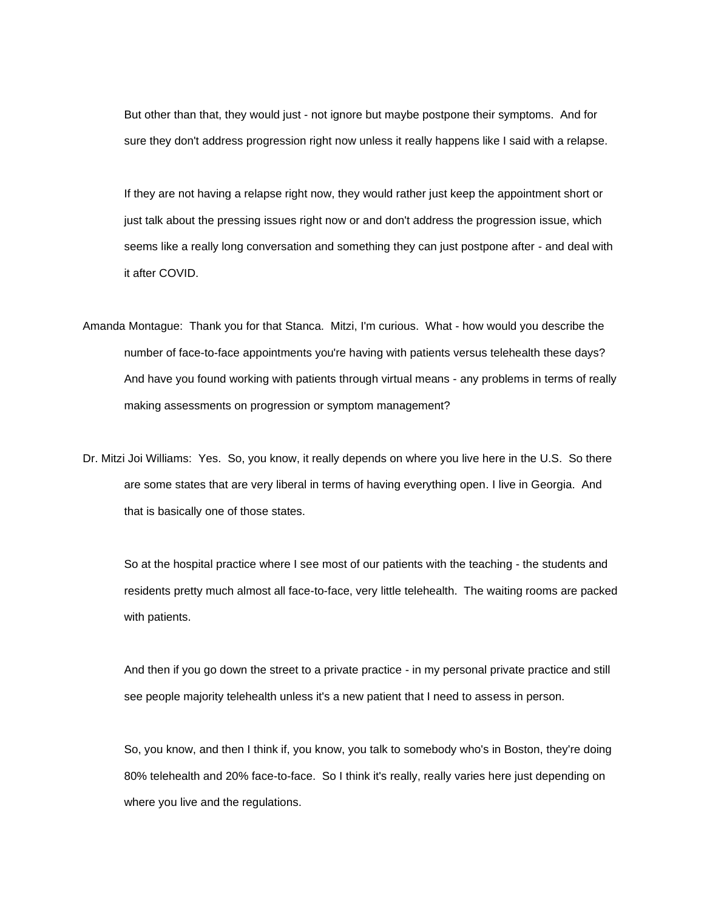But other than that, they would just - not ignore but maybe postpone their symptoms. And for sure they don't address progression right now unless it really happens like I said with a relapse.

If they are not having a relapse right now, they would rather just keep the appointment short or just talk about the pressing issues right now or and don't address the progression issue, which seems like a really long conversation and something they can just postpone after - and deal with it after COVID.

Amanda Montague: Thank you for that Stanca. Mitzi, I'm curious. What - how would you describe the number of face-to-face appointments you're having with patients versus telehealth these days? And have you found working with patients through virtual means - any problems in terms of really making assessments on progression or symptom management?

Dr. Mitzi Joi Williams: Yes. So, you know, it really depends on where you live here in the U.S. So there are some states that are very liberal in terms of having everything open. I live in Georgia. And that is basically one of those states.

So at the hospital practice where I see most of our patients with the teaching - the students and residents pretty much almost all face-to-face, very little telehealth. The waiting rooms are packed with patients.

And then if you go down the street to a private practice - in my personal private practice and still see people majority telehealth unless it's a new patient that I need to assess in person.

So, you know, and then I think if, you know, you talk to somebody who's in Boston, they're doing 80% telehealth and 20% face-to-face. So I think it's really, really varies here just depending on where you live and the regulations.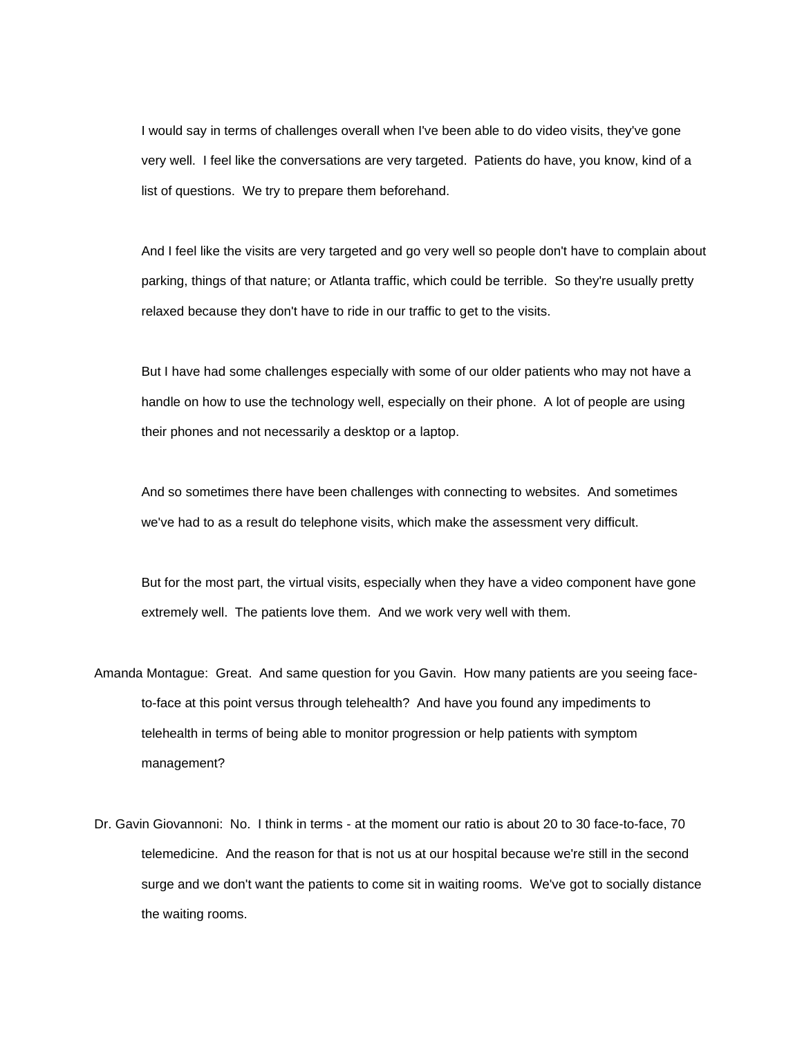I would say in terms of challenges overall when I've been able to do video visits, they've gone very well. I feel like the conversations are very targeted. Patients do have, you know, kind of a list of questions. We try to prepare them beforehand.

And I feel like the visits are very targeted and go very well so people don't have to complain about parking, things of that nature; or Atlanta traffic, which could be terrible. So they're usually pretty relaxed because they don't have to ride in our traffic to get to the visits.

But I have had some challenges especially with some of our older patients who may not have a handle on how to use the technology well, especially on their phone. A lot of people are using their phones and not necessarily a desktop or a laptop.

And so sometimes there have been challenges with connecting to websites. And sometimes we've had to as a result do telephone visits, which make the assessment very difficult.

But for the most part, the virtual visits, especially when they have a video component have gone extremely well. The patients love them. And we work very well with them.

Amanda Montague: Great. And same question for you Gavin. How many patients are you seeing face-to-face at this point versus through telehealth? And have you found any impediments to telehealth in terms of being able to monitor progression or help patients with symptom management?

Dr. Gavin Giovannoni: No. I think in terms - at the moment our ratio is about 20 to 30 face-to-face, 70 telemedicine. And the reason for that is not us at our hospital because we're still in the second surge and we don't want the patients to come sit in waiting rooms. We've got to socially distance the waiting rooms.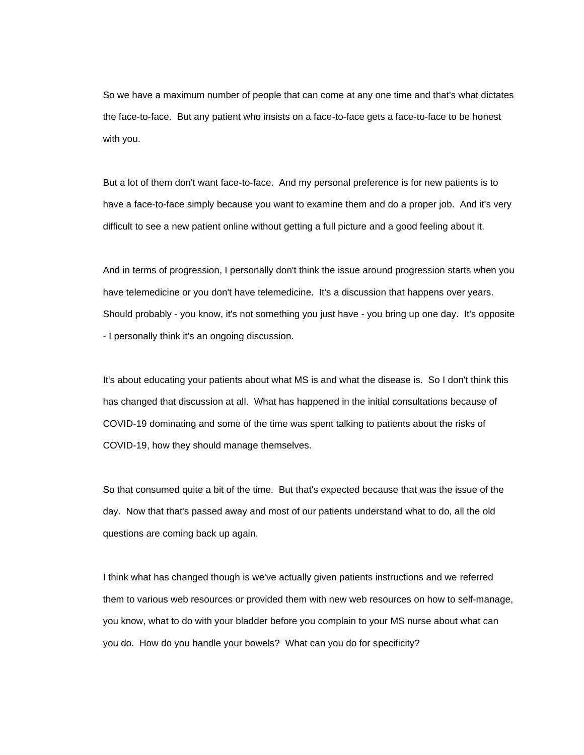So we have a maximum number of people that can come at any one time and that's what dictates the face-to-face. But any patient who insists on a face-to-face gets a face-to-face to be honest with you.

But a lot of them don't want face-to-face. And my personal preference is for new patients is to have a face-to-face simply because you want to examine them and do a proper job. And it's very difficult to see a new patient online without getting a full picture and a good feeling about it.

And in terms of progression, I personally don't think the issue around progression starts when you have telemedicine or you don't have telemedicine. It's a discussion that happens over years. Should probably - you know, it's not something you just have - you bring up one day. It's opposite - I personally think it's an ongoing discussion.

It's about educating your patients about what MS is and what the disease is. So I don't think this has changed that discussion at all. What has happened in the initial consultations because of COVID-19 dominating and some of the time was spent talking to patients about the risks of COVID-19, how they should manage themselves.

So that consumed quite a bit of the time. But that's expected because that was the issue of the day. Now that that's passed away and most of our patients understand what to do, all the old questions are coming back up again.

I think what has changed though is we've actually given patients instructions and we referred them to various web resources or provided them with new web resources on how to self-manage, you know, what to do with your bladder before you complain to your MS nurse about what can you do. How do you handle your bowels? What can you do for specificity?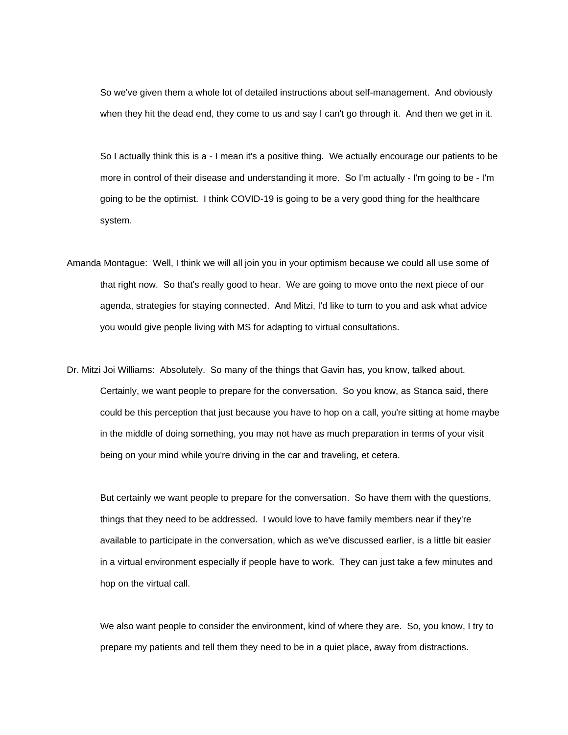So we've given them a whole lot of detailed instructions about self-management. And obviously when they hit the dead end, they come to us and say I can't go through it. And then we get in it.

So I actually think this is a - I mean it's a positive thing. We actually encourage our patients to be more in control of their disease and understanding it more. So I'm actually - I'm going to be - I'm going to be the optimist. I think COVID-19 is going to be a very good thing for the healthcare system.

Amanda Montague: Well, I think we will all join you in your optimism because we could all use some of that right now. So that's really good to hear. We are going to move onto the next piece of our agenda, strategies for staying connected. And Mitzi, I'd like to turn to you and ask what advice you would give people living with MS for adapting to virtual consultations.

Dr. Mitzi Joi Williams: Absolutely. So many of the things that Gavin has, you know, talked about. Certainly, we want people to prepare for the conversation. So you know, as Stanca said, there could be this perception that just because you have to hop on a call, you're sitting at home maybe in the middle of doing something, you may not have as much preparation in terms of your visit being on your mind while you're driving in the car and traveling, et cetera.

But certainly we want people to prepare for the conversation. So have them with the questions, things that they need to be addressed. I would love to have family members near if they're available to participate in the conversation, which as we've discussed earlier, is a little bit easier in a virtual environment especially if people have to work. They can just take a few minutes and hop on the virtual call.

We also want people to consider the environment, kind of where they are. So, you know, I try to prepare my patients and tell them they need to be in a quiet place, away from distractions.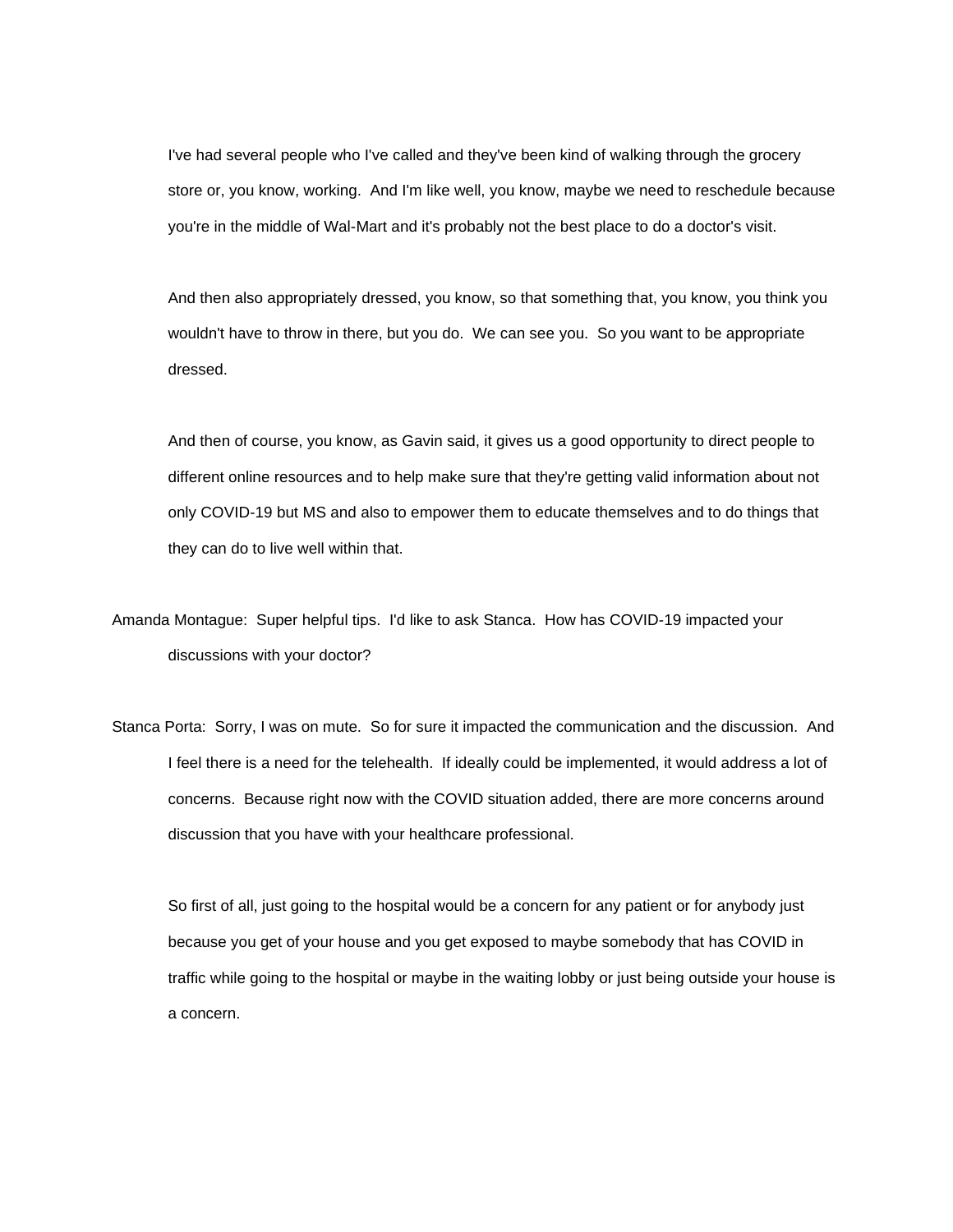I've had several people who I've called and they've been kind of walking through the grocery store or, you know, working. And I'm like well, you know, maybe we need to reschedule because you're in the middle of Wal-Mart and it's probably not the best place to do a doctor's visit.

And then also appropriately dressed, you know, so that something that, you know, you think you wouldn't have to throw in there, but you do. We can see you. So you want to be appropriate dressed.

And then of course, you know, as Gavin said, it gives us a good opportunity to direct people to different online resources and to help make sure that they're getting valid information about not only COVID-19 but MS and also to empower them to educate themselves and to do things that they can do to live well within that.

Amanda Montague: Super helpful tips. I'd like to ask Stanca. How has COVID-19 impacted your discussions with your doctor?

Stanca Porta: Sorry, I was on mute. So for sure it impacted the communication and the discussion. And I feel there is a need for the telehealth. If ideally could be implemented, it would address a lot of concerns. Because right now with the COVID situation added, there are more concerns around discussion that you have with your healthcare professional.

So first of all, just going to the hospital would be a concern for any patient or for anybody just because you get of your house and you get exposed to maybe somebody that has COVID in traffic while going to the hospital or maybe in the waiting lobby or just being outside your house is a concern.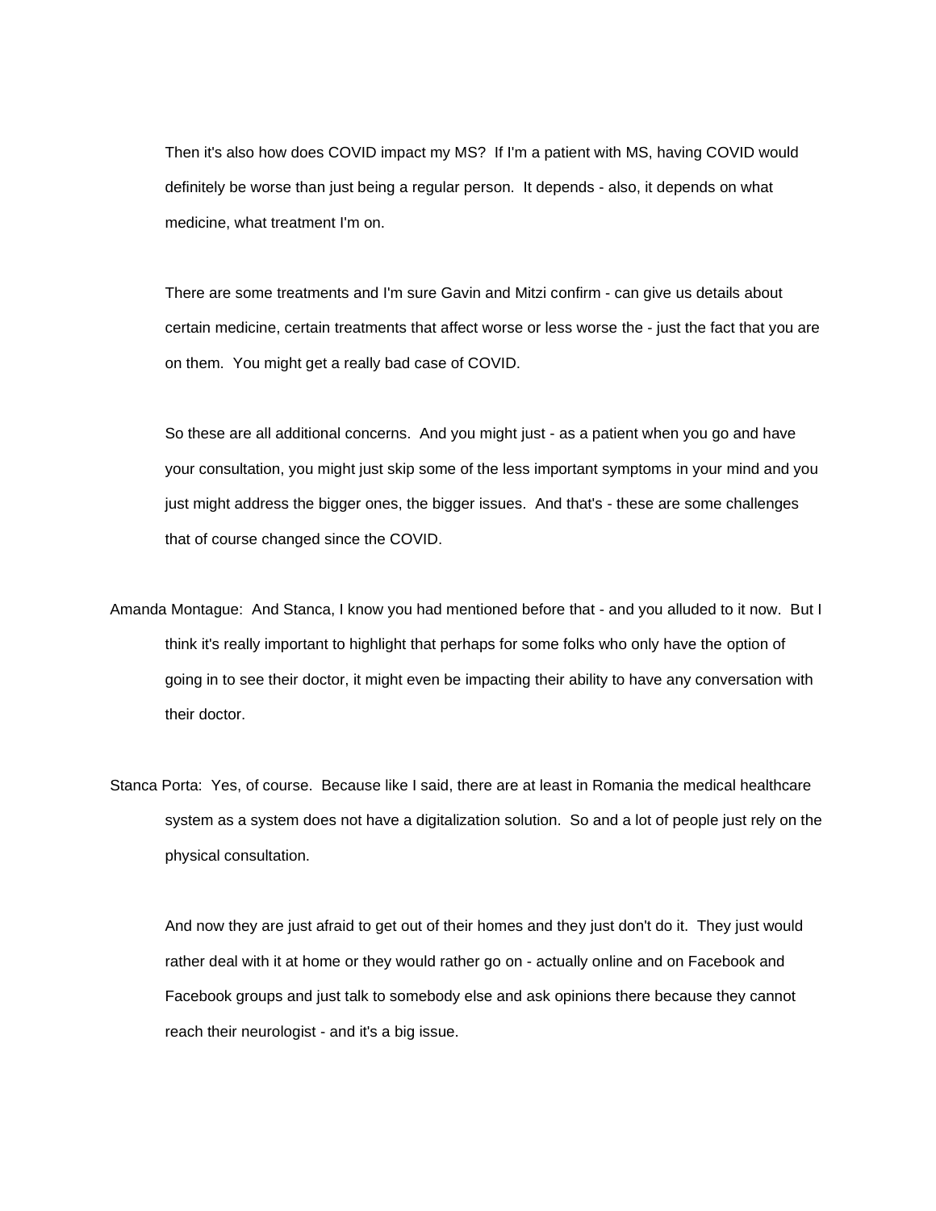Then it's also how does COVID impact my MS? If I'm a patient with MS, having COVID would definitely be worse than just being a regular person. It depends - also, it depends on what medicine, what treatment I'm on.

There are some treatments and I'm sure Gavin and Mitzi confirm - can give us details about certain medicine, certain treatments that affect worse or less worse the - just the fact that you are on them. You might get a really bad case of COVID.

So these are all additional concerns. And you might just - as a patient when you go and have your consultation, you might just skip some of the less important symptoms in your mind and you just might address the bigger ones, the bigger issues. And that's - these are some challenges that of course changed since the COVID.

Amanda Montague: And Stanca, I know you had mentioned before that - and you alluded to it now. But I think it's really important to highlight that perhaps for some folks who only have the option of going in to see their doctor, it might even be impacting their ability to have any conversation with their doctor.

Stanca Porta: Yes, of course. Because like I said, there are at least in Romania the medical healthcare system as a system does not have a digitalization solution. So and a lot of people just rely on the physical consultation.

And now they are just afraid to get out of their homes and they just don't do it. They just would rather deal with it at home or they would rather go on - actually online and on Facebook and Facebook groups and just talk to somebody else and ask opinions there because they cannot reach their neurologist - and it's a big issue.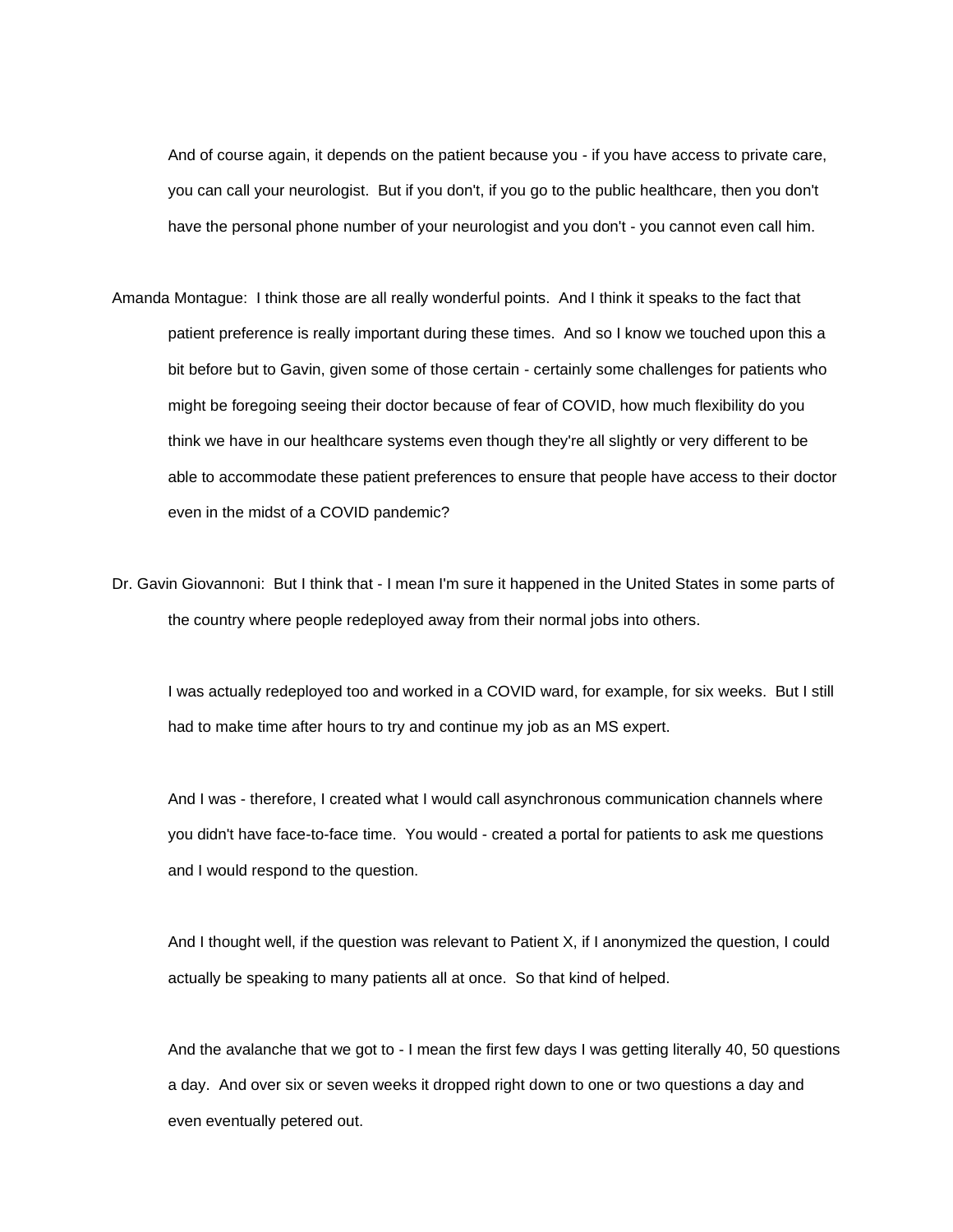And of course again, it depends on the patient because you - if you have access to private care, you can call your neurologist.  But if you don't, if you go to the public healthcare, then you don't have the personal phone number of your neurologist and you don't - you cannot even call him.

Amanda Montague:  I think those are all really wonderful points.  And I think it speaks to the fact that patient preference is really important during these times.  And so I know we touched upon this a bit before but to Gavin, given some of those certain - certainly some challenges for patients who might be foregoing seeing their doctor because of fear of COVID, how much flexibility do you think we have in our healthcare systems even though they're all slightly or very different to be able to accommodate these patient preferences to ensure that people have access to their doctor even in the midst of a COVID pandemic?

Dr. Gavin Giovannoni:  But I think that - I mean I'm sure it happened in the United States in some parts of the country where people redeployed away from their normal jobs into others.

I was actually redeployed too and worked in a COVID ward, for example, for six weeks.  But I still had to make time after hours to try and continue my job as an MS expert.

And I was - therefore, I created what I would call asynchronous communication channels where you didn't have face-to-face time.  You would - created a portal for patients to ask me questions and I would respond to the question.

And I thought well, if the question was relevant to Patient X, if I anonymized the question, I could actually be speaking to many patients all at once.  So that kind of helped.

And the avalanche that we got to - I mean the first few days I was getting literally 40, 50 questions a day.  And over six or seven weeks it dropped right down to one or two questions a day and even eventually petered out.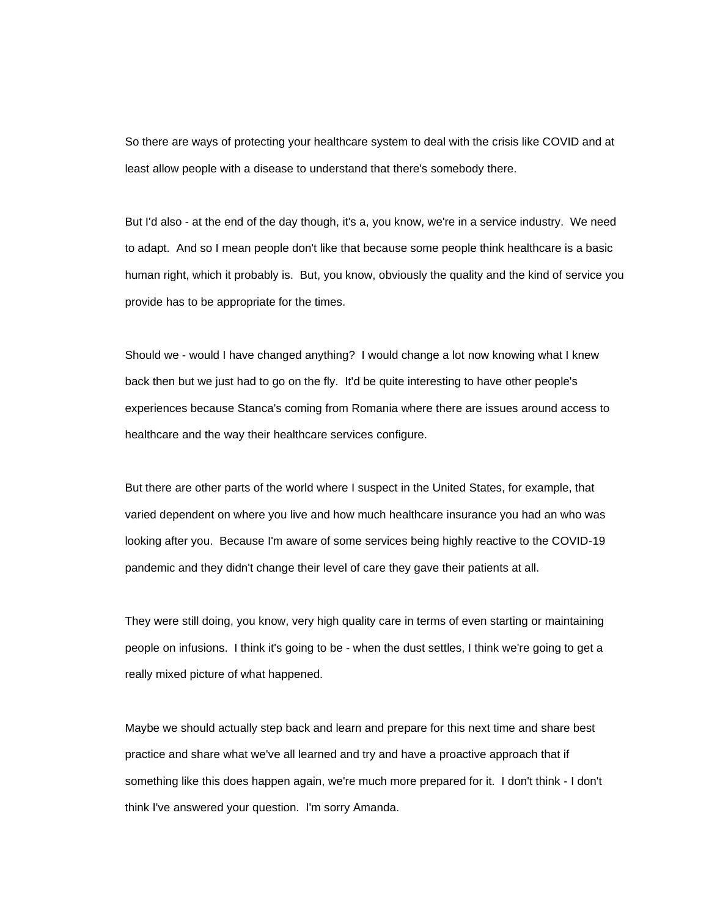So there are ways of protecting your healthcare system to deal with the crisis like COVID and at least allow people with a disease to understand that there's somebody there.

But I'd also - at the end of the day though, it's a, you know, we're in a service industry.  We need to adapt.  And so I mean people don't like that because some people think healthcare is a basic human right, which it probably is.  But, you know, obviously the quality and the kind of service you provide has to be appropriate for the times.

Should we - would I have changed anything?  I would change a lot now knowing what I knew back then but we just had to go on the fly.  It'd be quite interesting to have other people's experiences because Stanca's coming from Romania where there are issues around access to healthcare and the way their healthcare services configure.

But there are other parts of the world where I suspect in the United States, for example, that varied dependent on where you live and how much healthcare insurance you had an who was looking after you.  Because I'm aware of some services being highly reactive to the COVID-19 pandemic and they didn't change their level of care they gave their patients at all.

They were still doing, you know, very high quality care in terms of even starting or maintaining people on infusions.  I think it's going to be - when the dust settles, I think we're going to get a really mixed picture of what happened.

Maybe we should actually step back and learn and prepare for this next time and share best practice and share what we've all learned and try and have a proactive approach that if something like this does happen again, we're much more prepared for it.  I don't think - I don't think I've answered your question.  I'm sorry Amanda.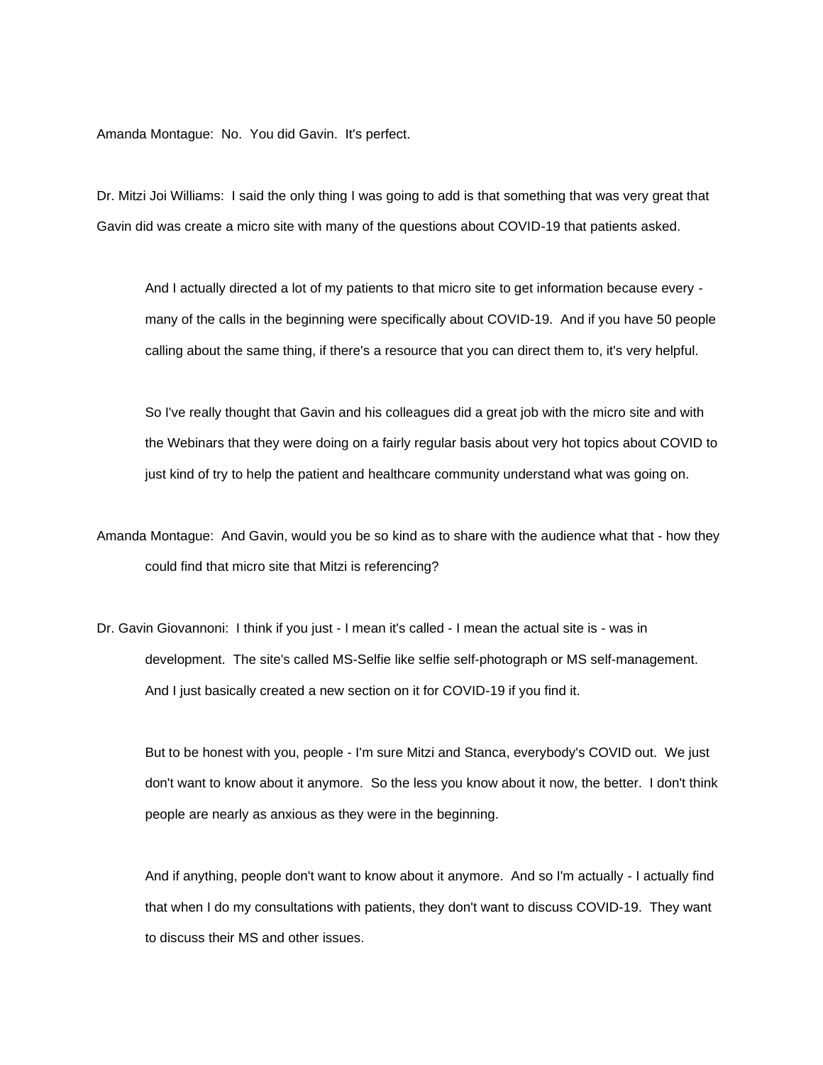Amanda Montague: No. You did Gavin. It's perfect.

Dr. Mitzi Joi Williams: I said the only thing I was going to add is that something that was very great that Gavin did was create a micro site with many of the questions about COVID-19 that patients asked.

And I actually directed a lot of my patients to that micro site to get information because every - many of the calls in the beginning were specifically about COVID-19. And if you have 50 people calling about the same thing, if there's a resource that you can direct them to, it's very helpful.

So I've really thought that Gavin and his colleagues did a great job with the micro site and with the Webinars that they were doing on a fairly regular basis about very hot topics about COVID to just kind of try to help the patient and healthcare community understand what was going on.

Amanda Montague: And Gavin, would you be so kind as to share with the audience what that - how they could find that micro site that Mitzi is referencing?

Dr. Gavin Giovannoni: I think if you just - I mean it's called - I mean the actual site is - was in development. The site's called MS-Selfie like selfie self-photograph or MS self-management. And I just basically created a new section on it for COVID-19 if you find it.

But to be honest with you, people - I'm sure Mitzi and Stanca, everybody's COVID out. We just don't want to know about it anymore. So the less you know about it now, the better. I don't think people are nearly as anxious as they were in the beginning.

And if anything, people don't want to know about it anymore. And so I'm actually - I actually find that when I do my consultations with patients, they don't want to discuss COVID-19. They want to discuss their MS and other issues.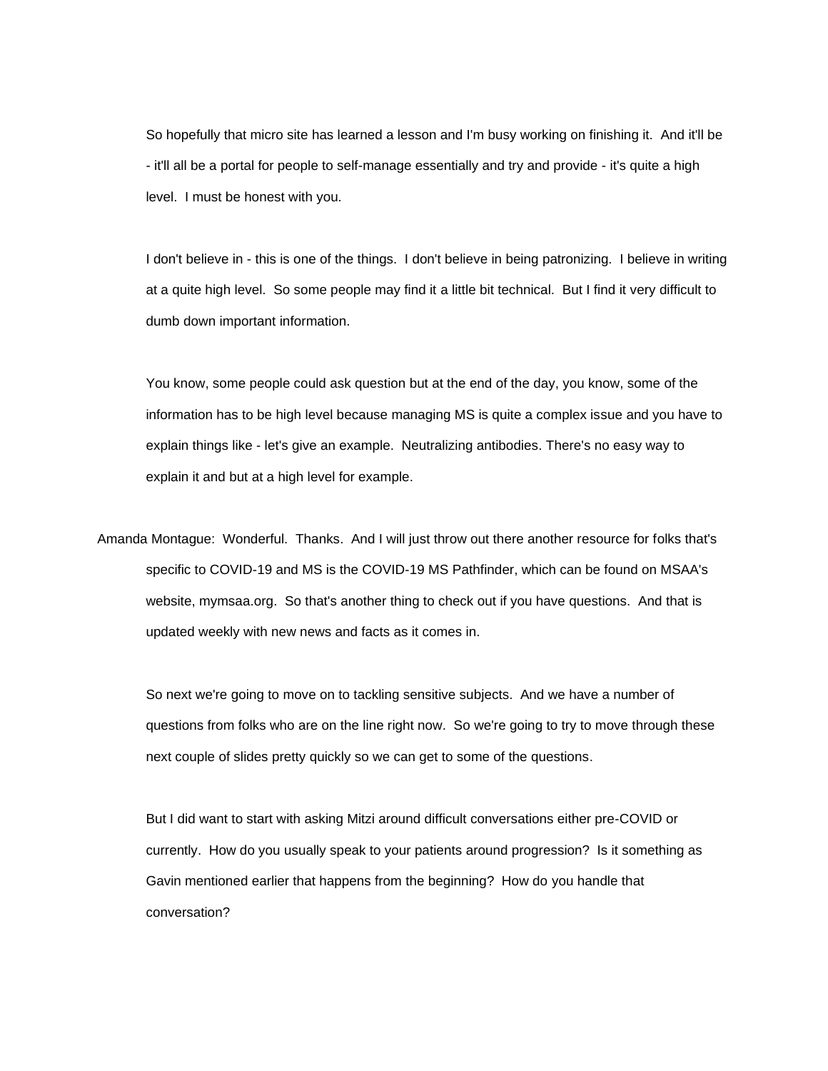So hopefully that micro site has learned a lesson and I'm busy working on finishing it. And it'll be - it'll all be a portal for people to self-manage essentially and try and provide - it's quite a high level. I must be honest with you.

I don't believe in - this is one of the things. I don't believe in being patronizing. I believe in writing at a quite high level. So some people may find it a little bit technical. But I find it very difficult to dumb down important information.

You know, some people could ask question but at the end of the day, you know, some of the information has to be high level because managing MS is quite a complex issue and you have to explain things like - let's give an example. Neutralizing antibodies. There's no easy way to explain it and but at a high level for example.

Amanda Montague: Wonderful. Thanks. And I will just throw out there another resource for folks that's specific to COVID-19 and MS is the COVID-19 MS Pathfinder, which can be found on MSAA's website, mymsaa.org. So that's another thing to check out if you have questions. And that is updated weekly with new news and facts as it comes in.

So next we're going to move on to tackling sensitive subjects. And we have a number of questions from folks who are on the line right now. So we're going to try to move through these next couple of slides pretty quickly so we can get to some of the questions.

But I did want to start with asking Mitzi around difficult conversations either pre-COVID or currently. How do you usually speak to your patients around progression? Is it something as Gavin mentioned earlier that happens from the beginning? How do you handle that conversation?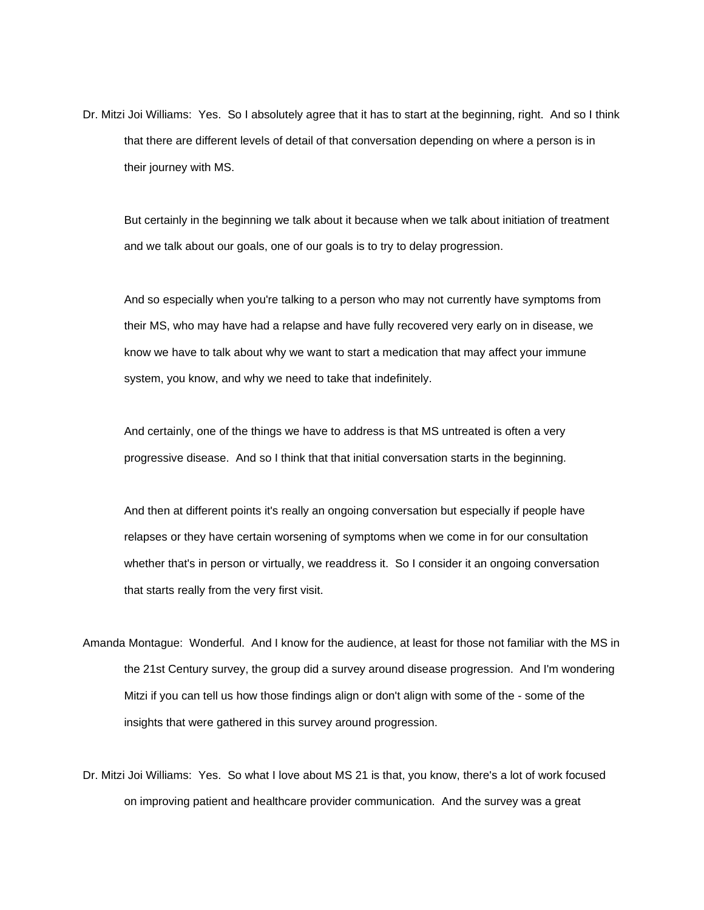Dr. Mitzi Joi Williams: Yes. So I absolutely agree that it has to start at the beginning, right. And so I think that there are different levels of detail of that conversation depending on where a person is in their journey with MS.

But certainly in the beginning we talk about it because when we talk about initiation of treatment and we talk about our goals, one of our goals is to try to delay progression.

And so especially when you're talking to a person who may not currently have symptoms from their MS, who may have had a relapse and have fully recovered very early on in disease, we know we have to talk about why we want to start a medication that may affect your immune system, you know, and why we need to take that indefinitely.

And certainly, one of the things we have to address is that MS untreated is often a very progressive disease. And so I think that that initial conversation starts in the beginning.

And then at different points it's really an ongoing conversation but especially if people have relapses or they have certain worsening of symptoms when we come in for our consultation whether that's in person or virtually, we readdress it. So I consider it an ongoing conversation that starts really from the very first visit.

Amanda Montague: Wonderful. And I know for the audience, at least for those not familiar with the MS in the 21st Century survey, the group did a survey around disease progression. And I'm wondering Mitzi if you can tell us how those findings align or don't align with some of the - some of the insights that were gathered in this survey around progression.

Dr. Mitzi Joi Williams: Yes. So what I love about MS 21 is that, you know, there's a lot of work focused on improving patient and healthcare provider communication. And the survey was a great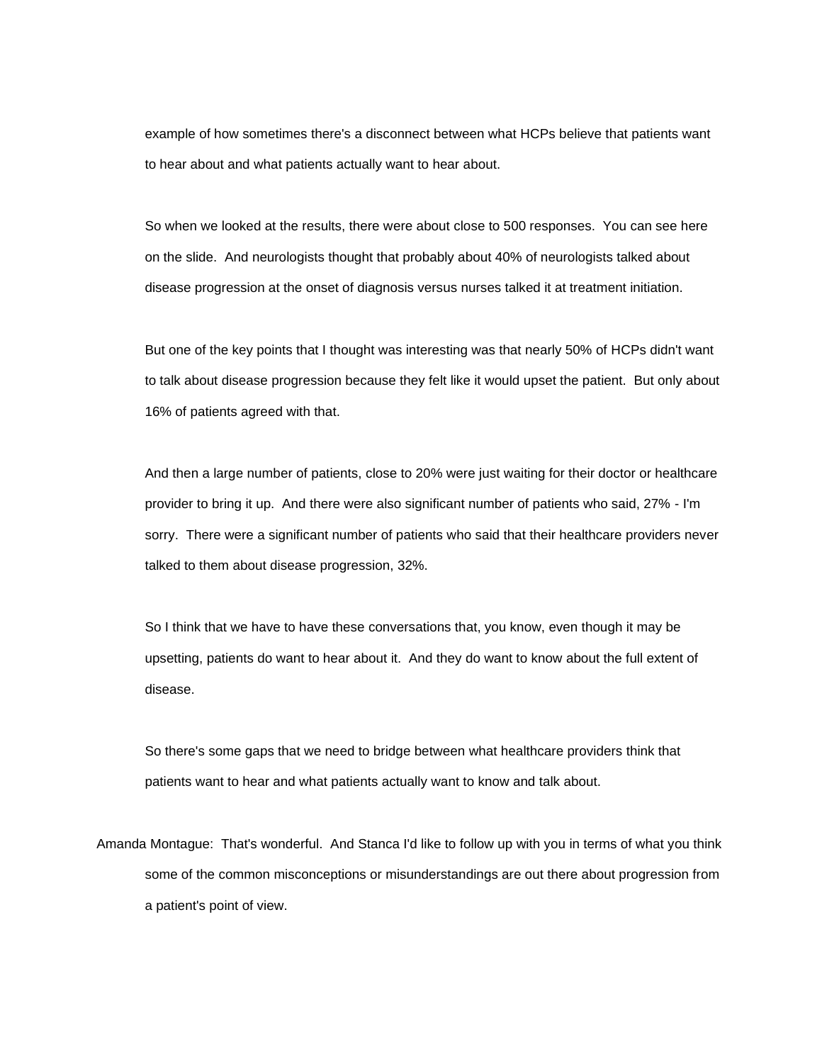example of how sometimes there's a disconnect between what HCPs believe that patients want to hear about and what patients actually want to hear about.

So when we looked at the results, there were about close to 500 responses. You can see here on the slide. And neurologists thought that probably about 40% of neurologists talked about disease progression at the onset of diagnosis versus nurses talked it at treatment initiation.

But one of the key points that I thought was interesting was that nearly 50% of HCPs didn't want to talk about disease progression because they felt like it would upset the patient. But only about 16% of patients agreed with that.

And then a large number of patients, close to 20% were just waiting for their doctor or healthcare provider to bring it up. And there were also significant number of patients who said, 27% - I'm sorry. There were a significant number of patients who said that their healthcare providers never talked to them about disease progression, 32%.

So I think that we have to have these conversations that, you know, even though it may be upsetting, patients do want to hear about it. And they do want to know about the full extent of disease.

So there's some gaps that we need to bridge between what healthcare providers think that patients want to hear and what patients actually want to know and talk about.

Amanda Montague: That's wonderful. And Stanca I'd like to follow up with you in terms of what you think some of the common misconceptions or misunderstandings are out there about progression from a patient's point of view.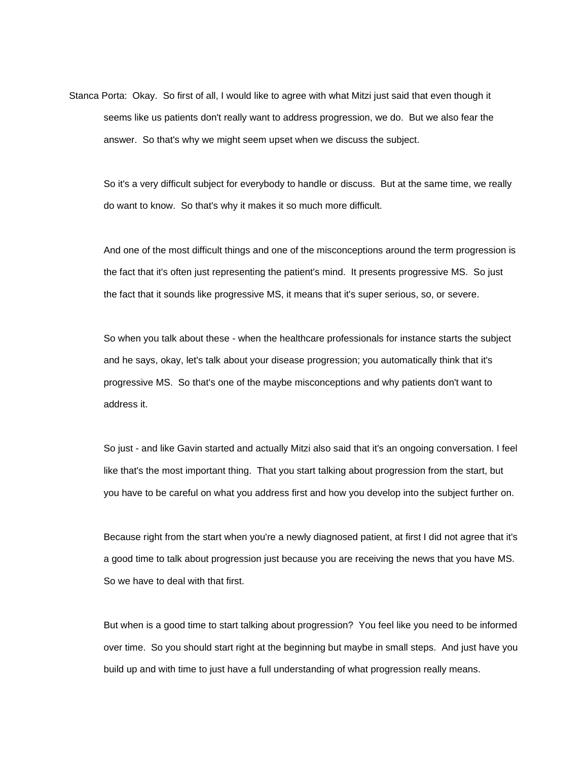Stanca Porta: Okay. So first of all, I would like to agree with what Mitzi just said that even though it seems like us patients don't really want to address progression, we do. But we also fear the answer. So that's why we might seem upset when we discuss the subject.

So it's a very difficult subject for everybody to handle or discuss. But at the same time, we really do want to know. So that's why it makes it so much more difficult.

And one of the most difficult things and one of the misconceptions around the term progression is the fact that it's often just representing the patient's mind. It presents progressive MS. So just the fact that it sounds like progressive MS, it means that it's super serious, so, or severe.

So when you talk about these - when the healthcare professionals for instance starts the subject and he says, okay, let's talk about your disease progression; you automatically think that it's progressive MS. So that's one of the maybe misconceptions and why patients don't want to address it.

So just - and like Gavin started and actually Mitzi also said that it's an ongoing conversation. I feel like that's the most important thing. That you start talking about progression from the start, but you have to be careful on what you address first and how you develop into the subject further on.

Because right from the start when you're a newly diagnosed patient, at first I did not agree that it's a good time to talk about progression just because you are receiving the news that you have MS. So we have to deal with that first.

But when is a good time to start talking about progression? You feel like you need to be informed over time. So you should start right at the beginning but maybe in small steps. And just have you build up and with time to just have a full understanding of what progression really means.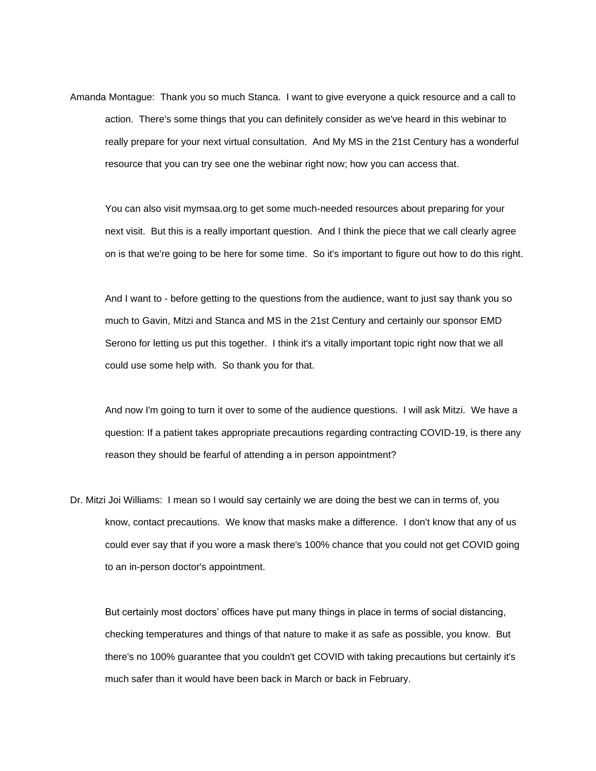Amanda Montague: Thank you so much Stanca. I want to give everyone a quick resource and a call to action. There's some things that you can definitely consider as we've heard in this webinar to really prepare for your next virtual consultation. And My MS in the 21st Century has a wonderful resource that you can try see one the webinar right now; how you can access that.

You can also visit mymsaa.org to get some much-needed resources about preparing for your next visit. But this is a really important question. And I think the piece that we call clearly agree on is that we're going to be here for some time. So it's important to figure out how to do this right.

And I want to - before getting to the questions from the audience, want to just say thank you so much to Gavin, Mitzi and Stanca and MS in the 21st Century and certainly our sponsor EMD Serono for letting us put this together. I think it's a vitally important topic right now that we all could use some help with. So thank you for that.

And now I'm going to turn it over to some of the audience questions. I will ask Mitzi. We have a question: If a patient takes appropriate precautions regarding contracting COVID-19, is there any reason they should be fearful of attending a in person appointment?

Dr. Mitzi Joi Williams: I mean so I would say certainly we are doing the best we can in terms of, you know, contact precautions. We know that masks make a difference. I don't know that any of us could ever say that if you wore a mask there's 100% chance that you could not get COVID going to an in-person doctor's appointment.

But certainly most doctors' offices have put many things in place in terms of social distancing, checking temperatures and things of that nature to make it as safe as possible, you know. But there's no 100% guarantee that you couldn't get COVID with taking precautions but certainly it's much safer than it would have been back in March or back in February.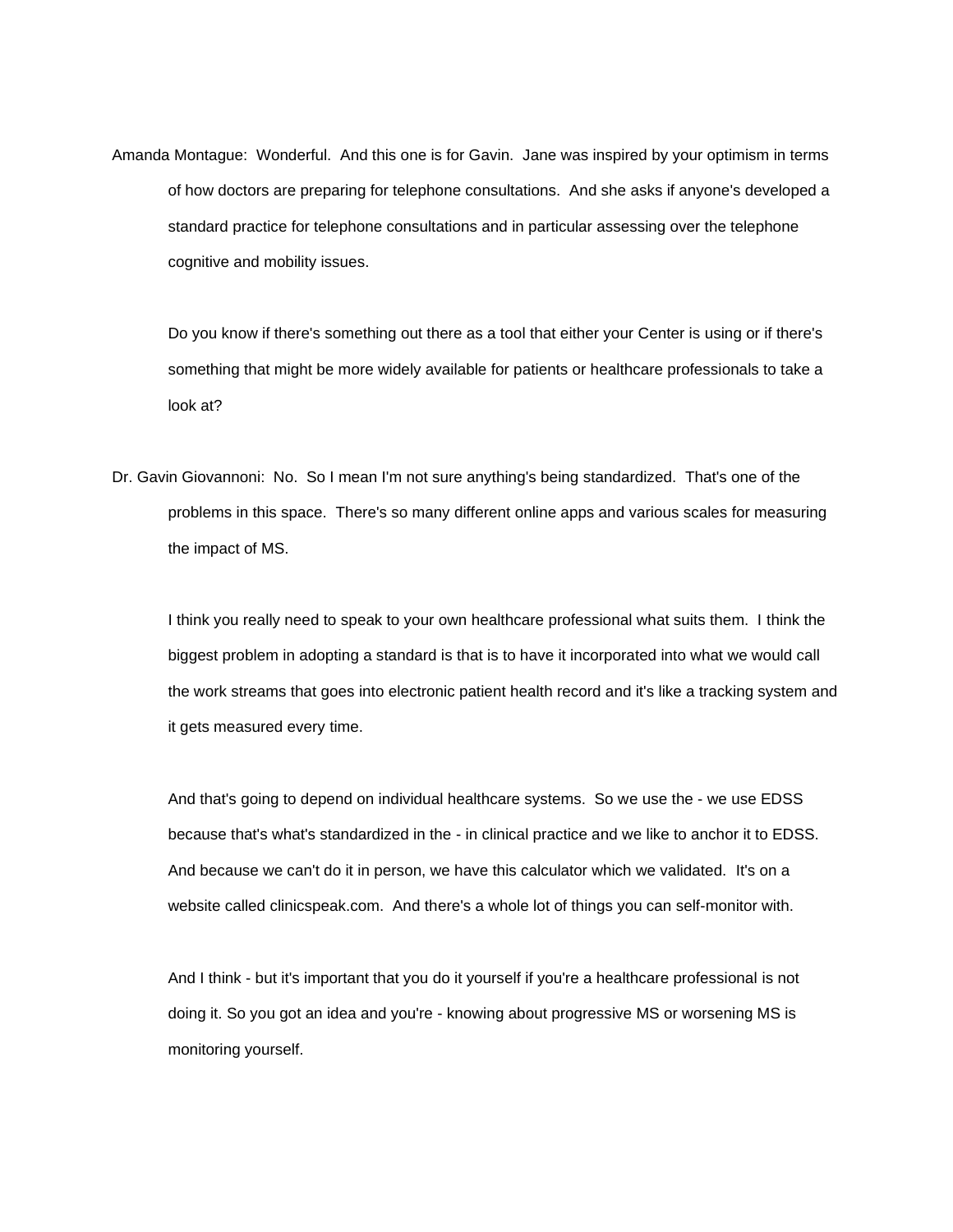Amanda Montague: Wonderful. And this one is for Gavin. Jane was inspired by your optimism in terms of how doctors are preparing for telephone consultations. And she asks if anyone's developed a standard practice for telephone consultations and in particular assessing over the telephone cognitive and mobility issues.

Do you know if there's something out there as a tool that either your Center is using or if there's something that might be more widely available for patients or healthcare professionals to take a look at?

Dr. Gavin Giovannoni: No. So I mean I'm not sure anything's being standardized. That's one of the problems in this space. There's so many different online apps and various scales for measuring the impact of MS.

I think you really need to speak to your own healthcare professional what suits them. I think the biggest problem in adopting a standard is that is to have it incorporated into what we would call the work streams that goes into electronic patient health record and it's like a tracking system and it gets measured every time.

And that's going to depend on individual healthcare systems. So we use the - we use EDSS because that's what's standardized in the - in clinical practice and we like to anchor it to EDSS. And because we can't do it in person, we have this calculator which we validated. It's on a website called clinicspeak.com. And there's a whole lot of things you can self-monitor with.

And I think - but it's important that you do it yourself if you're a healthcare professional is not doing it. So you got an idea and you're - knowing about progressive MS or worsening MS is monitoring yourself.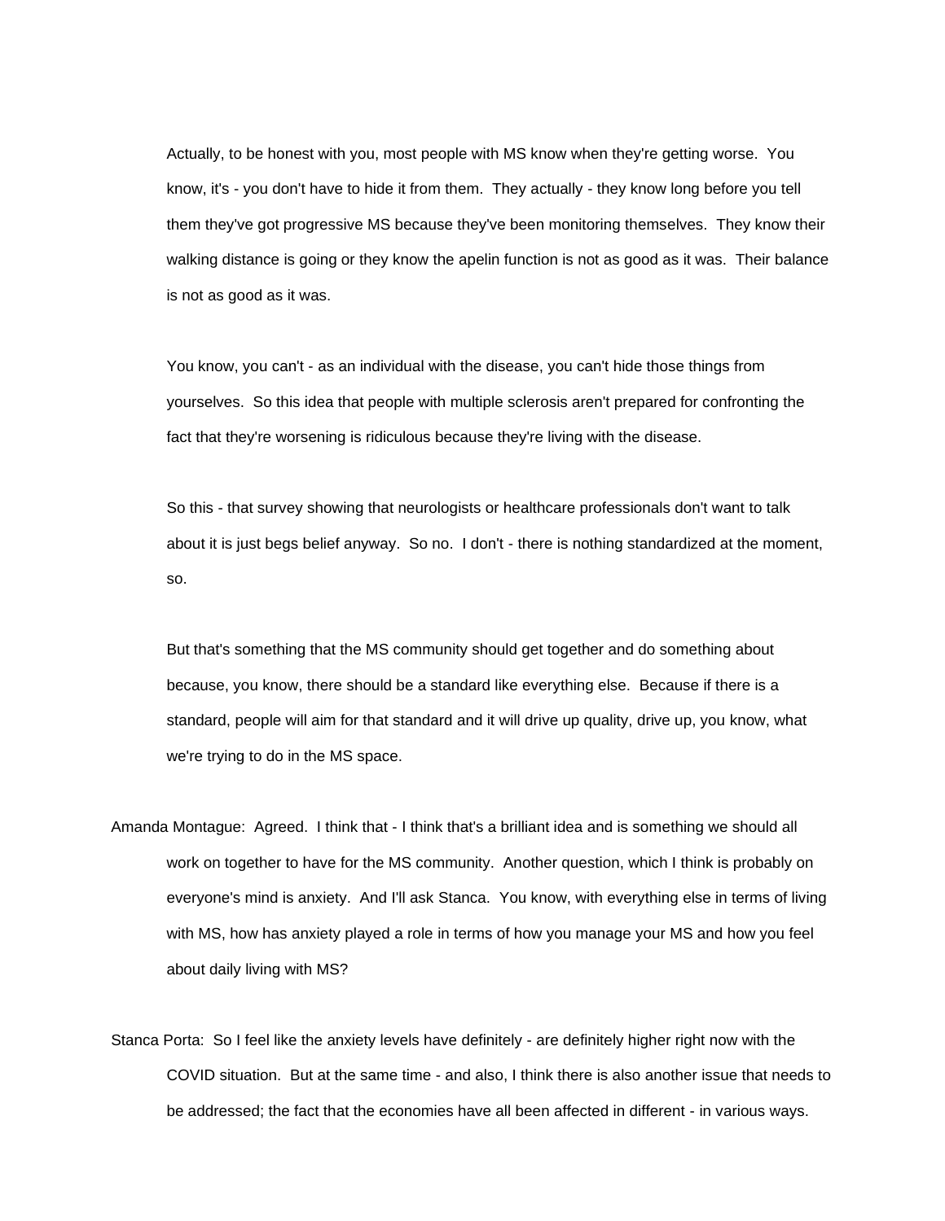Actually, to be honest with you, most people with MS know when they're getting worse. You know, it's - you don't have to hide it from them. They actually - they know long before you tell them they've got progressive MS because they've been monitoring themselves. They know their walking distance is going or they know the apelin function is not as good as it was. Their balance is not as good as it was.

You know, you can't - as an individual with the disease, you can't hide those things from yourselves. So this idea that people with multiple sclerosis aren't prepared for confronting the fact that they're worsening is ridiculous because they're living with the disease.

So this - that survey showing that neurologists or healthcare professionals don't want to talk about it is just begs belief anyway. So no. I don't - there is nothing standardized at the moment, so.

But that's something that the MS community should get together and do something about because, you know, there should be a standard like everything else. Because if there is a standard, people will aim for that standard and it will drive up quality, drive up, you know, what we're trying to do in the MS space.

Amanda Montague: Agreed. I think that - I think that's a brilliant idea and is something we should all work on together to have for the MS community. Another question, which I think is probably on everyone's mind is anxiety. And I'll ask Stanca. You know, with everything else in terms of living with MS, how has anxiety played a role in terms of how you manage your MS and how you feel about daily living with MS?

Stanca Porta: So I feel like the anxiety levels have definitely - are definitely higher right now with the COVID situation. But at the same time - and also, I think there is also another issue that needs to be addressed; the fact that the economies have all been affected in different - in various ways.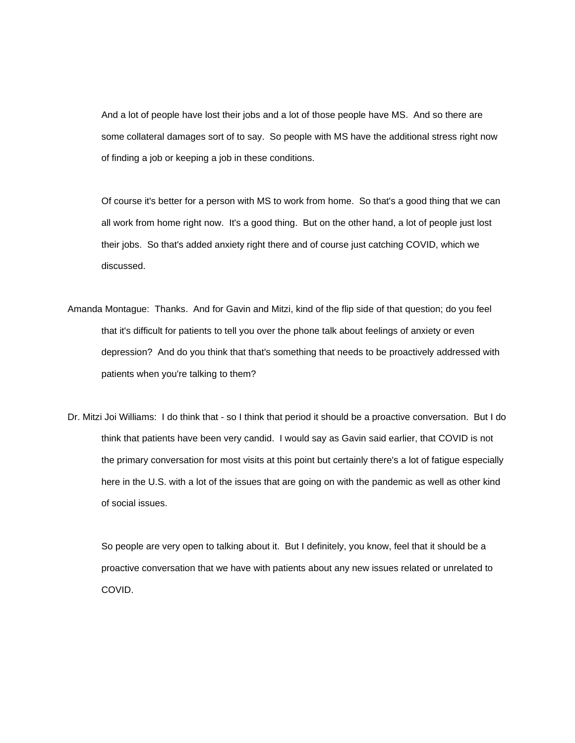And a lot of people have lost their jobs and a lot of those people have MS. And so there are some collateral damages sort of to say. So people with MS have the additional stress right now of finding a job or keeping a job in these conditions.

Of course it's better for a person with MS to work from home. So that's a good thing that we can all work from home right now. It's a good thing. But on the other hand, a lot of people just lost their jobs. So that's added anxiety right there and of course just catching COVID, which we discussed.

Amanda Montague: Thanks. And for Gavin and Mitzi, kind of the flip side of that question; do you feel that it's difficult for patients to tell you over the phone talk about feelings of anxiety or even depression? And do you think that that's something that needs to be proactively addressed with patients when you're talking to them?

Dr. Mitzi Joi Williams: I do think that - so I think that period it should be a proactive conversation. But I do think that patients have been very candid. I would say as Gavin said earlier, that COVID is not the primary conversation for most visits at this point but certainly there's a lot of fatigue especially here in the U.S. with a lot of the issues that are going on with the pandemic as well as other kind of social issues.

So people are very open to talking about it. But I definitely, you know, feel that it should be a proactive conversation that we have with patients about any new issues related or unrelated to COVID.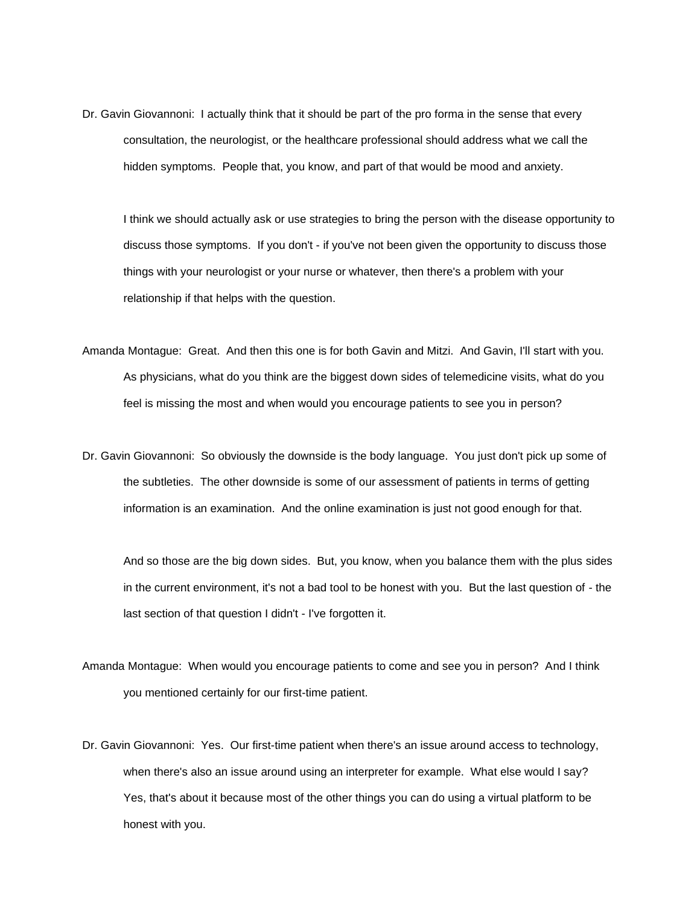Dr. Gavin Giovannoni: I actually think that it should be part of the pro forma in the sense that every consultation, the neurologist, or the healthcare professional should address what we call the hidden symptoms. People that, you know, and part of that would be mood and anxiety.

I think we should actually ask or use strategies to bring the person with the disease opportunity to discuss those symptoms. If you don't - if you've not been given the opportunity to discuss those things with your neurologist or your nurse or whatever, then there's a problem with your relationship if that helps with the question.

Amanda Montague: Great. And then this one is for both Gavin and Mitzi. And Gavin, I'll start with you. As physicians, what do you think are the biggest down sides of telemedicine visits, what do you feel is missing the most and when would you encourage patients to see you in person?

Dr. Gavin Giovannoni: So obviously the downside is the body language. You just don't pick up some of the subtleties. The other downside is some of our assessment of patients in terms of getting information is an examination. And the online examination is just not good enough for that.

And so those are the big down sides. But, you know, when you balance them with the plus sides in the current environment, it's not a bad tool to be honest with you. But the last question of - the last section of that question I didn't - I've forgotten it.

Amanda Montague: When would you encourage patients to come and see you in person? And I think you mentioned certainly for our first-time patient.

Dr. Gavin Giovannoni: Yes. Our first-time patient when there's an issue around access to technology, when there's also an issue around using an interpreter for example. What else would I say? Yes, that's about it because most of the other things you can do using a virtual platform to be honest with you.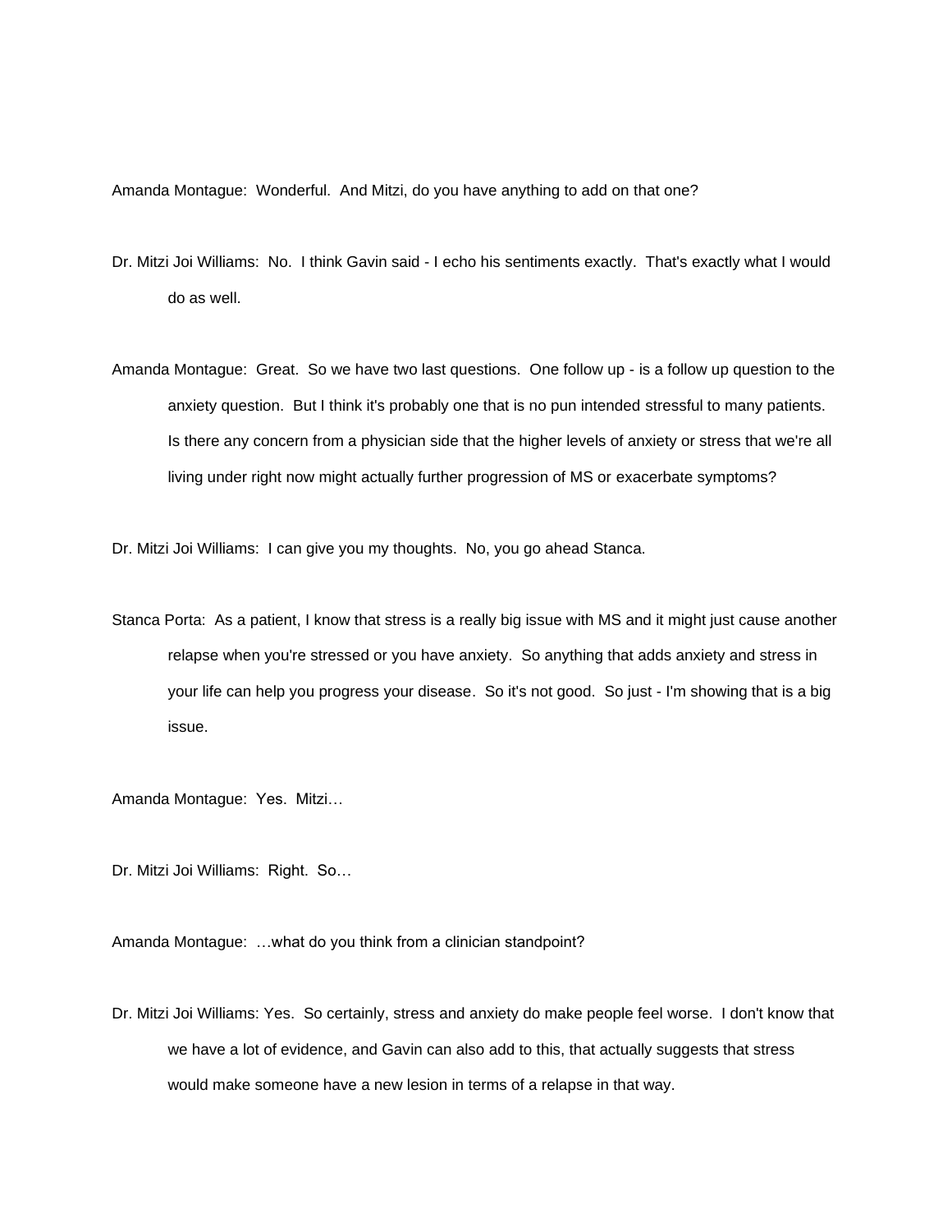Amanda Montague: Wonderful. And Mitzi, do you have anything to add on that one?

Dr. Mitzi Joi Williams: No. I think Gavin said - I echo his sentiments exactly. That's exactly what I would do as well.

Amanda Montague: Great. So we have two last questions. One follow up - is a follow up question to the anxiety question. But I think it's probably one that is no pun intended stressful to many patients. Is there any concern from a physician side that the higher levels of anxiety or stress that we're all living under right now might actually further progression of MS or exacerbate symptoms?

Dr. Mitzi Joi Williams: I can give you my thoughts. No, you go ahead Stanca.

Stanca Porta: As a patient, I know that stress is a really big issue with MS and it might just cause another relapse when you're stressed or you have anxiety. So anything that adds anxiety and stress in your life can help you progress your disease. So it's not good. So just - I'm showing that is a big issue.

Amanda Montague: Yes. Mitzi…

Dr. Mitzi Joi Williams: Right. So…

Amanda Montague: …what do you think from a clinician standpoint?

Dr. Mitzi Joi Williams: Yes. So certainly, stress and anxiety do make people feel worse. I don't know that we have a lot of evidence, and Gavin can also add to this, that actually suggests that stress would make someone have a new lesion in terms of a relapse in that way.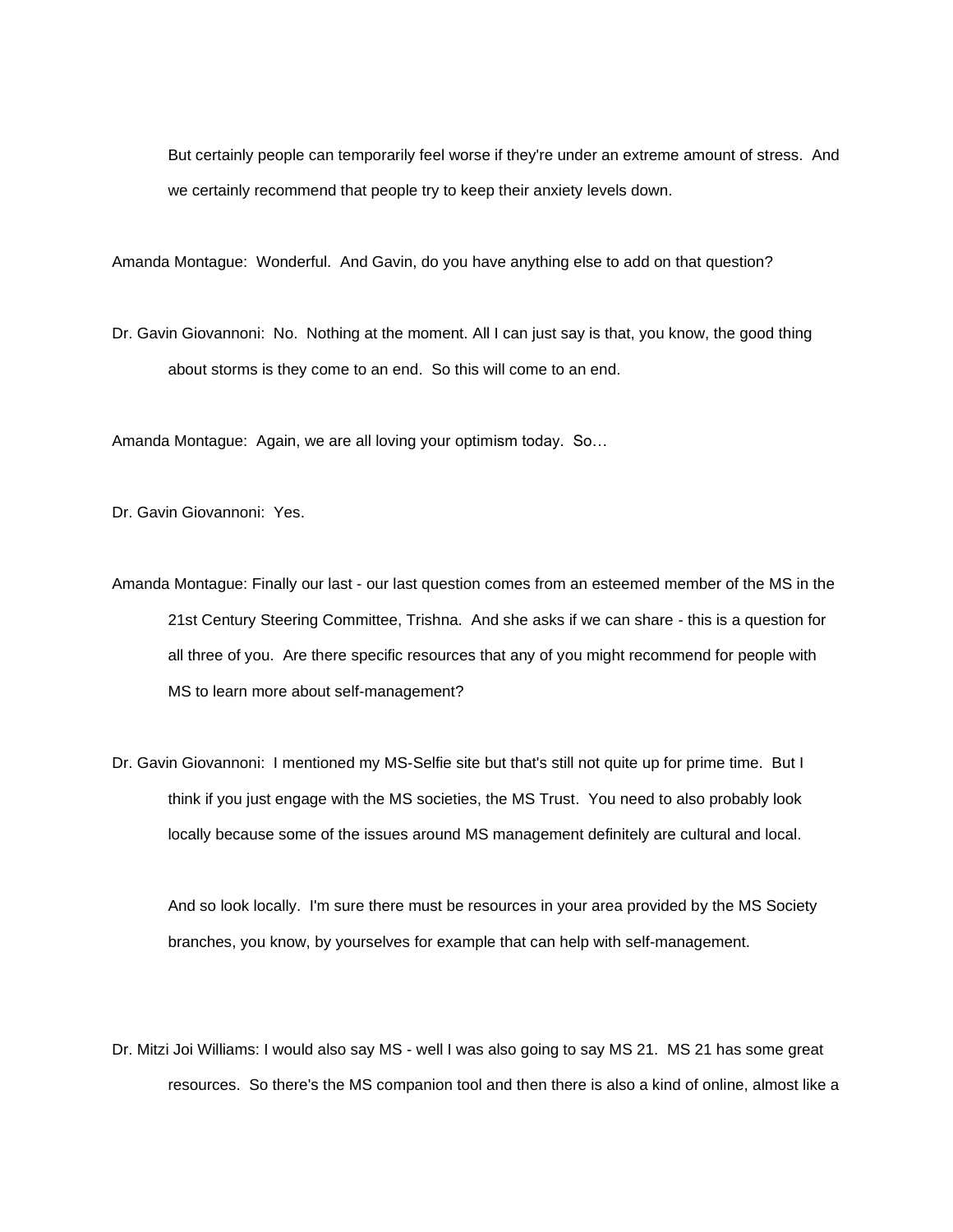But certainly people can temporarily feel worse if they're under an extreme amount of stress. And we certainly recommend that people try to keep their anxiety levels down.

Amanda Montague: Wonderful. And Gavin, do you have anything else to add on that question?

Dr. Gavin Giovannoni: No. Nothing at the moment. All I can just say is that, you know, the good thing about storms is they come to an end. So this will come to an end.

Amanda Montague: Again, we are all loving your optimism today. So…

Dr. Gavin Giovannoni: Yes.

Amanda Montague: Finally our last - our last question comes from an esteemed member of the MS in the 21st Century Steering Committee, Trishna. And she asks if we can share - this is a question for all three of you. Are there specific resources that any of you might recommend for people with MS to learn more about self-management?

Dr. Gavin Giovannoni: I mentioned my MS-Selfie site but that's still not quite up for prime time. But I think if you just engage with the MS societies, the MS Trust. You need to also probably look locally because some of the issues around MS management definitely are cultural and local.

And so look locally. I'm sure there must be resources in your area provided by the MS Society branches, you know, by yourselves for example that can help with self-management.

Dr. Mitzi Joi Williams: I would also say MS - well I was also going to say MS 21. MS 21 has some great resources. So there's the MS companion tool and then there is also a kind of online, almost like a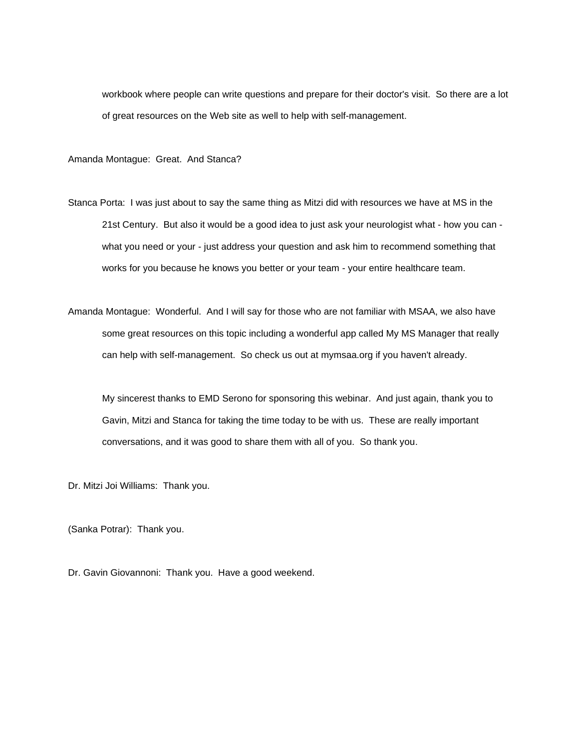workbook where people can write questions and prepare for their doctor's visit. So there are a lot of great resources on the Web site as well to help with self-management.

Amanda Montague: Great. And Stanca?

Stanca Porta: I was just about to say the same thing as Mitzi did with resources we have at MS in the 21st Century. But also it would be a good idea to just ask your neurologist what - how you can - what you need or your - just address your question and ask him to recommend something that works for you because he knows you better or your team - your entire healthcare team.

Amanda Montague: Wonderful. And I will say for those who are not familiar with MSAA, we also have some great resources on this topic including a wonderful app called My MS Manager that really can help with self-management. So check us out at mymsaa.org if you haven't already.

My sincerest thanks to EMD Serono for sponsoring this webinar. And just again, thank you to Gavin, Mitzi and Stanca for taking the time today to be with us. These are really important conversations, and it was good to share them with all of you. So thank you.

Dr. Mitzi Joi Williams: Thank you.

(Sanka Potrar): Thank you.

Dr. Gavin Giovannoni: Thank you. Have a good weekend.